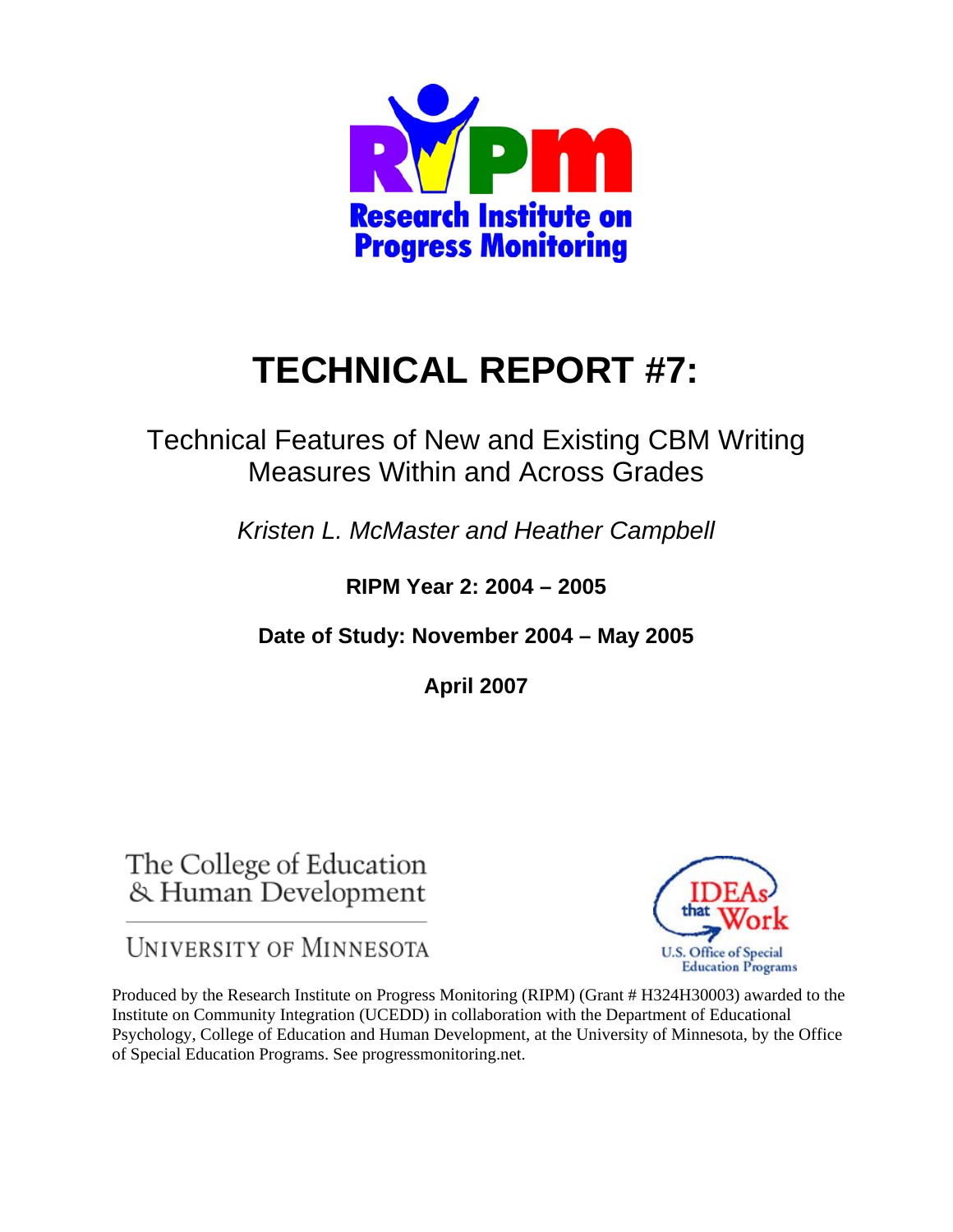RIPM

Research Institute on Progress Monitoring

# TECHNICAL REPORT #7:

## Technical Features of New and Existing CBM Writing Measures Within and Across Grades

*Kristen L. McMaster and Heather Campbell*

**RIPM Year 2: 2004 – 2005**

**Date of Study: November 2004 – May 2005**

**April 2007**

The College of Education & Human Development

University of Minnesota

IDEAs that Work

U.S. Office of Special Education Programs

Produced by the Research Institute on Progress Monitoring (RIPM) (Grant # H324H30003) awarded to the Institute on Community Integration (UCEDD) in collaboration with the Department of Educational Psychology, College of Education and Human Development, at the University of Minnesota, by the Office of Special Education Programs. See progressmonitoring.net.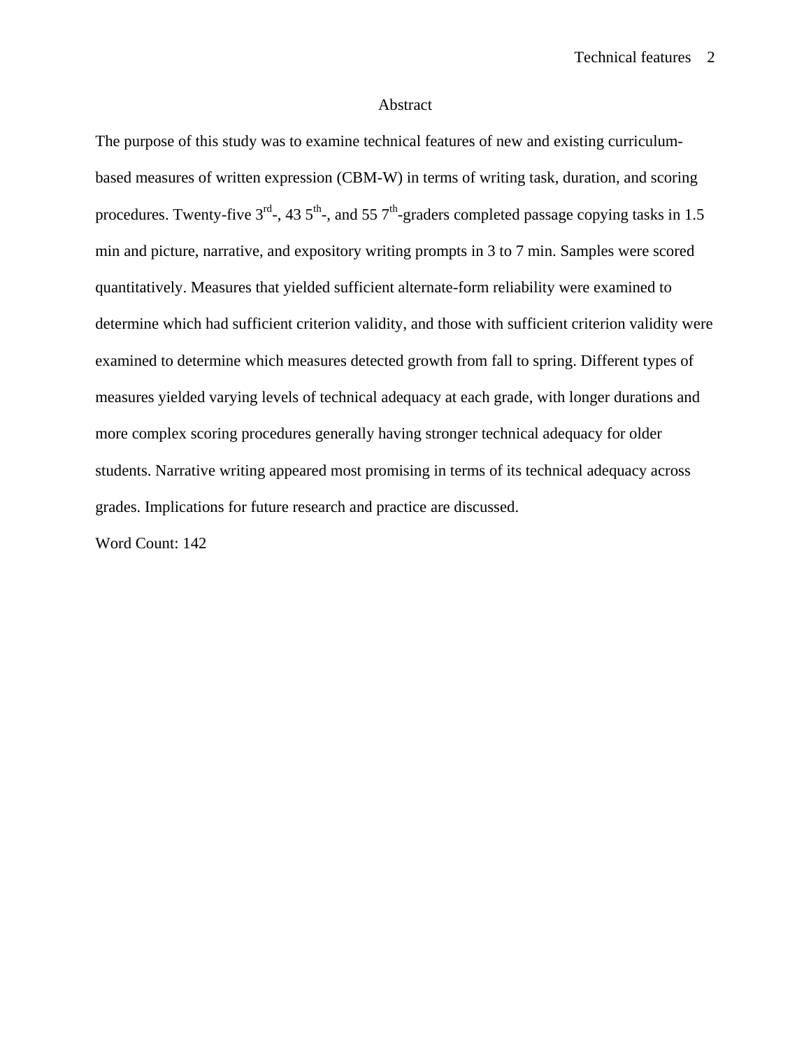# Abstract

The purpose of this study was to examine technical features of new and existing curriculum-based measures of written expression (CBM-W) in terms of writing task, duration, and scoring procedures. Twenty-five 3rd-, 43 5th-, and 55 7th-graders completed passage copying tasks in 1.5 min and picture, narrative, and expository writing prompts in 3 to 7 min. Samples were scored quantitatively. Measures that yielded sufficient alternate-form reliability were examined to determine which had sufficient criterion validity, and those with sufficient criterion validity were examined to determine which measures detected growth from fall to spring. Different types of measures yielded varying levels of technical adequacy at each grade, with longer durations and more complex scoring procedures generally having stronger technical adequacy for older students. Narrative writing appeared most promising in terms of its technical adequacy across grades. Implications for future research and practice are discussed.

Word Count: 142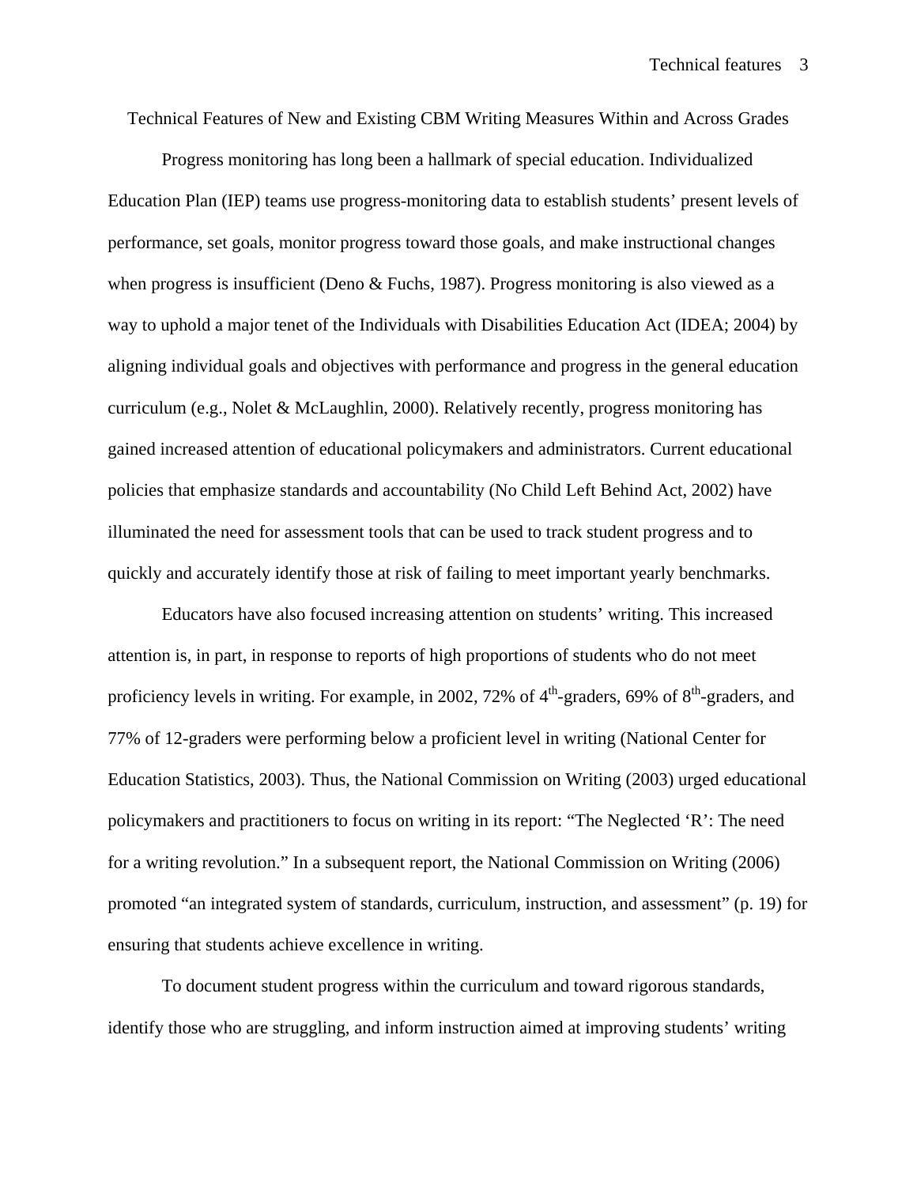# Technical Features of New and Existing CBM Writing Measures Within and Across Grades

Progress monitoring has long been a hallmark of special education. Individualized Education Plan (IEP) teams use progress-monitoring data to establish students' present levels of performance, set goals, monitor progress toward those goals, and make instructional changes when progress is insufficient (Deno & Fuchs, 1987). Progress monitoring is also viewed as a way to uphold a major tenet of the Individuals with Disabilities Education Act (IDEA; 2004) by aligning individual goals and objectives with performance and progress in the general education curriculum (e.g., Nolet & McLaughlin, 2000). Relatively recently, progress monitoring has gained increased attention of educational policymakers and administrators. Current educational policies that emphasize standards and accountability (No Child Left Behind Act, 2002) have illuminated the need for assessment tools that can be used to track student progress and to quickly and accurately identify those at risk of failing to meet important yearly benchmarks.

Educators have also focused increasing attention on students' writing. This increased attention is, in part, in response to reports of high proportions of students who do not meet proficiency levels in writing. For example, in 2002, 72% of 4th-graders, 69% of 8th-graders, and 77% of 12-graders were performing below a proficient level in writing (National Center for Education Statistics, 2003). Thus, the National Commission on Writing (2003) urged educational policymakers and practitioners to focus on writing in its report: "The Neglected 'R': The need for a writing revolution." In a subsequent report, the National Commission on Writing (2006) promoted "an integrated system of standards, curriculum, instruction, and assessment" (p. 19) for ensuring that students achieve excellence in writing.

To document student progress within the curriculum and toward rigorous standards, identify those who are struggling, and inform instruction aimed at improving students' writing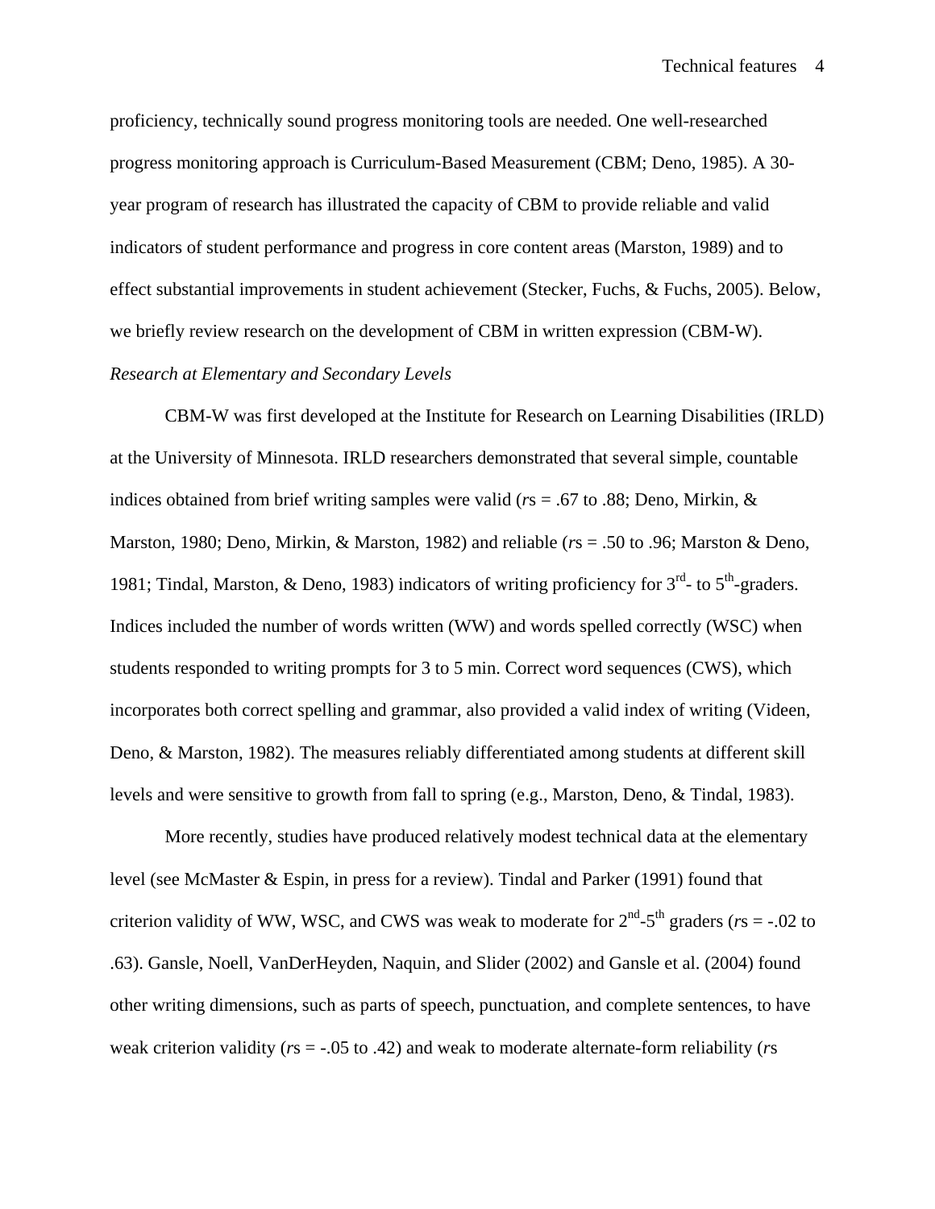proficiency, technically sound progress monitoring tools are needed. One well-researched progress monitoring approach is Curriculum-Based Measurement (CBM; Deno, 1985). A 30-year program of research has illustrated the capacity of CBM to provide reliable and valid indicators of student performance and progress in core content areas (Marston, 1989) and to effect substantial improvements in student achievement (Stecker, Fuchs, & Fuchs, 2005). Below, we briefly review research on the development of CBM in written expression (CBM-W).

*Research at Elementary and Secondary Levels*

CBM-W was first developed at the Institute for Research on Learning Disabilities (IRLD) at the University of Minnesota. IRLD researchers demonstrated that several simple, countable indices obtained from brief writing samples were valid (*r*s = .67 to .88; Deno, Mirkin, & Marston, 1980; Deno, Mirkin, & Marston, 1982) and reliable (*r*s = .50 to .96; Marston & Deno, 1981; Tindal, Marston, & Deno, 1983) indicators of writing proficiency for 3rd- to 5th-graders. Indices included the number of words written (WW) and words spelled correctly (WSC) when students responded to writing prompts for 3 to 5 min. Correct word sequences (CWS), which incorporates both correct spelling and grammar, also provided a valid index of writing (Videen, Deno, & Marston, 1982). The measures reliably differentiated among students at different skill levels and were sensitive to growth from fall to spring (e.g., Marston, Deno, & Tindal, 1983).

More recently, studies have produced relatively modest technical data at the elementary level (see McMaster & Espin, in press for a review). Tindal and Parker (1991) found that criterion validity of WW, WSC, and CWS was weak to moderate for 2nd-5th graders (*r*s = -.02 to .63). Gansle, Noell, VanDerHeyden, Naquin, and Slider (2002) and Gansle et al. (2004) found other writing dimensions, such as parts of speech, punctuation, and complete sentences, to have weak criterion validity (*r*s = -.05 to .42) and weak to moderate alternate-form reliability (*r*s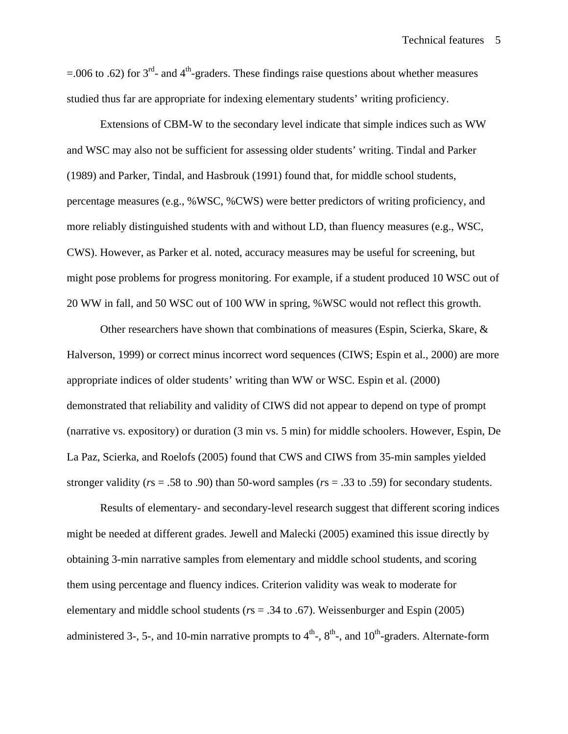=.006 to .62) for 3rd- and 4th-graders. These findings raise questions about whether measures studied thus far are appropriate for indexing elementary students' writing proficiency.

Extensions of CBM-W to the secondary level indicate that simple indices such as WW and WSC may also not be sufficient for assessing older students' writing. Tindal and Parker (1989) and Parker, Tindal, and Hasbrouk (1991) found that, for middle school students, percentage measures (e.g., %WSC, %CWS) were better predictors of writing proficiency, and more reliably distinguished students with and without LD, than fluency measures (e.g., WSC, CWS). However, as Parker et al. noted, accuracy measures may be useful for screening, but might pose problems for progress monitoring. For example, if a student produced 10 WSC out of 20 WW in fall, and 50 WSC out of 100 WW in spring, %WSC would not reflect this growth.

Other researchers have shown that combinations of measures (Espin, Scierka, Skare, & Halverson, 1999) or correct minus incorrect word sequences (CIWS; Espin et al., 2000) are more appropriate indices of older students' writing than WW or WSC. Espin et al. (2000) demonstrated that reliability and validity of CIWS did not appear to depend on type of prompt (narrative vs. expository) or duration (3 min vs. 5 min) for middle schoolers. However, Espin, De La Paz, Scierka, and Roelofs (2005) found that CWS and CIWS from 35-min samples yielded stronger validity (*r*s = .58 to .90) than 50-word samples (*r*s = .33 to .59) for secondary students.

Results of elementary- and secondary-level research suggest that different scoring indices might be needed at different grades. Jewell and Malecki (2005) examined this issue directly by obtaining 3-min narrative samples from elementary and middle school students, and scoring them using percentage and fluency indices. Criterion validity was weak to moderate for elementary and middle school students (*r*s = .34 to .67). Weissenburger and Espin (2005) administered 3-, 5-, and 10-min narrative prompts to 4th-, 8th-, and 10th-graders. Alternate-form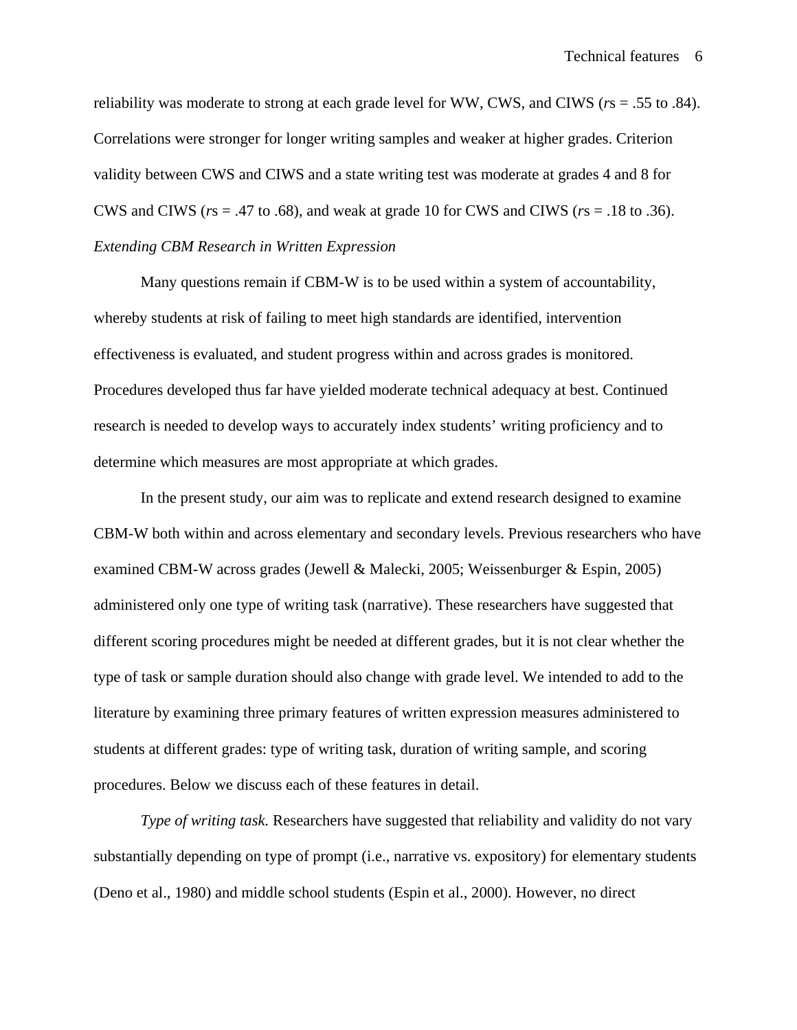reliability was moderate to strong at each grade level for WW, CWS, and CIWS (*r*s = .55 to .84). Correlations were stronger for longer writing samples and weaker at higher grades. Criterion validity between CWS and CIWS and a state writing test was moderate at grades 4 and 8 for CWS and CIWS (*r*s = .47 to .68), and weak at grade 10 for CWS and CIWS (*r*s = .18 to .36).

*Extending CBM Research in Written Expression*

Many questions remain if CBM-W is to be used within a system of accountability, whereby students at risk of failing to meet high standards are identified, intervention effectiveness is evaluated, and student progress within and across grades is monitored. Procedures developed thus far have yielded moderate technical adequacy at best. Continued research is needed to develop ways to accurately index students' writing proficiency and to determine which measures are most appropriate at which grades.

In the present study, our aim was to replicate and extend research designed to examine CBM-W both within and across elementary and secondary levels. Previous researchers who have examined CBM-W across grades (Jewell & Malecki, 2005; Weissenburger & Espin, 2005) administered only one type of writing task (narrative). These researchers have suggested that different scoring procedures might be needed at different grades, but it is not clear whether the type of task or sample duration should also change with grade level. We intended to add to the literature by examining three primary features of written expression measures administered to students at different grades: type of writing task, duration of writing sample, and scoring procedures. Below we discuss each of these features in detail.

*Type of writing task.* Researchers have suggested that reliability and validity do not vary substantially depending on type of prompt (i.e., narrative vs. expository) for elementary students (Deno et al., 1980) and middle school students (Espin et al., 2000). However, no direct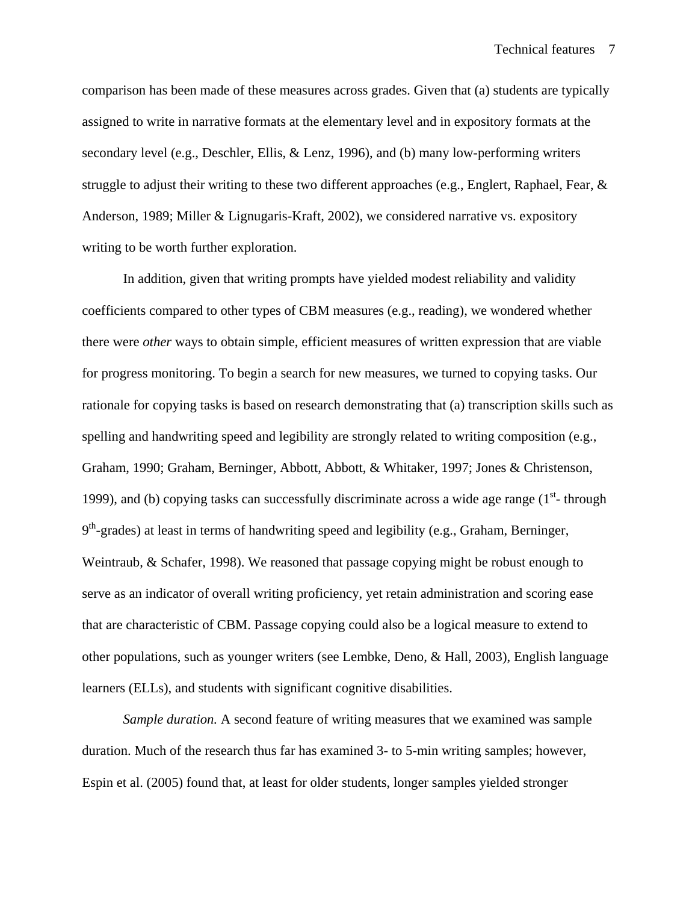comparison has been made of these measures across grades. Given that (a) students are typically assigned to write in narrative formats at the elementary level and in expository formats at the secondary level (e.g., Deschler, Ellis, & Lenz, 1996), and (b) many low-performing writers struggle to adjust their writing to these two different approaches (e.g., Englert, Raphael, Fear, & Anderson, 1989; Miller & Lignugaris-Kraft, 2002), we considered narrative vs. expository writing to be worth further exploration.

In addition, given that writing prompts have yielded modest reliability and validity coefficients compared to other types of CBM measures (e.g., reading), we wondered whether there were *other* ways to obtain simple, efficient measures of written expression that are viable for progress monitoring. To begin a search for new measures, we turned to copying tasks. Our rationale for copying tasks is based on research demonstrating that (a) transcription skills such as spelling and handwriting speed and legibility are strongly related to writing composition (e.g., Graham, 1990; Graham, Berninger, Abbott, Abbott, & Whitaker, 1997; Jones & Christenson, 1999), and (b) copying tasks can successfully discriminate across a wide age range (1st- through 9th-grades) at least in terms of handwriting speed and legibility (e.g., Graham, Berninger, Weintraub, & Schafer, 1998). We reasoned that passage copying might be robust enough to serve as an indicator of overall writing proficiency, yet retain administration and scoring ease that are characteristic of CBM. Passage copying could also be a logical measure to extend to other populations, such as younger writers (see Lembke, Deno, & Hall, 2003), English language learners (ELLs), and students with significant cognitive disabilities.

*Sample duration.* A second feature of writing measures that we examined was sample duration. Much of the research thus far has examined 3- to 5-min writing samples; however, Espin et al. (2005) found that, at least for older students, longer samples yielded stronger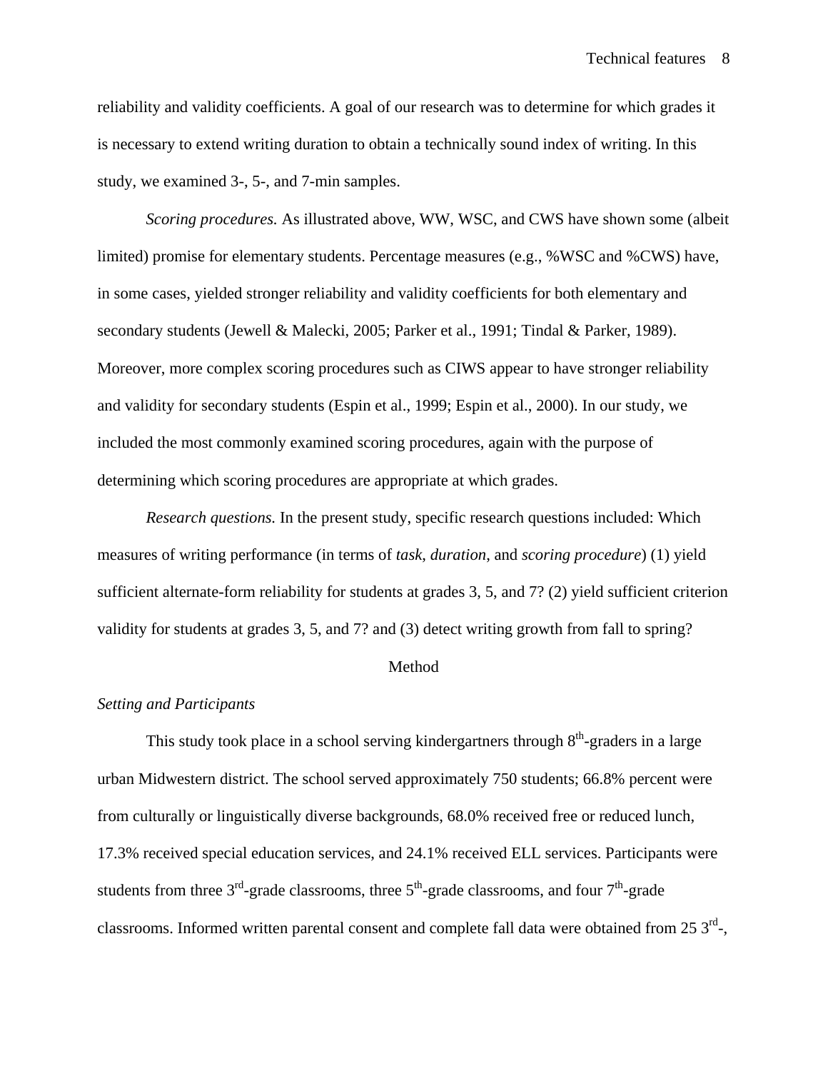reliability and validity coefficients. A goal of our research was to determine for which grades it is necessary to extend writing duration to obtain a technically sound index of writing. In this study, we examined 3-, 5-, and 7-min samples.

*Scoring procedures.* As illustrated above, WW, WSC, and CWS have shown some (albeit limited) promise for elementary students. Percentage measures (e.g., %WSC and %CWS) have, in some cases, yielded stronger reliability and validity coefficients for both elementary and secondary students (Jewell & Malecki, 2005; Parker et al., 1991; Tindal & Parker, 1989). Moreover, more complex scoring procedures such as CIWS appear to have stronger reliability and validity for secondary students (Espin et al., 1999; Espin et al., 2000). In our study, we included the most commonly examined scoring procedures, again with the purpose of determining which scoring procedures are appropriate at which grades.

*Research questions.* In the present study, specific research questions included: Which measures of writing performance (in terms of *task*, *duration*, and *scoring procedure*) (1) yield sufficient alternate-form reliability for students at grades 3, 5, and 7? (2) yield sufficient criterion validity for students at grades 3, 5, and 7? and (3) detect writing growth from fall to spring?

# Method

## *Setting and Participants*

This study took place in a school serving kindergartners through 8th-graders in a large urban Midwestern district. The school served approximately 750 students; 66.8% percent were from culturally or linguistically diverse backgrounds, 68.0% received free or reduced lunch, 17.3% received special education services, and 24.1% received ELL services. Participants were students from three 3rd-grade classrooms, three 5th-grade classrooms, and four 7th-grade classrooms. Informed written parental consent and complete fall data were obtained from 25 3rd-,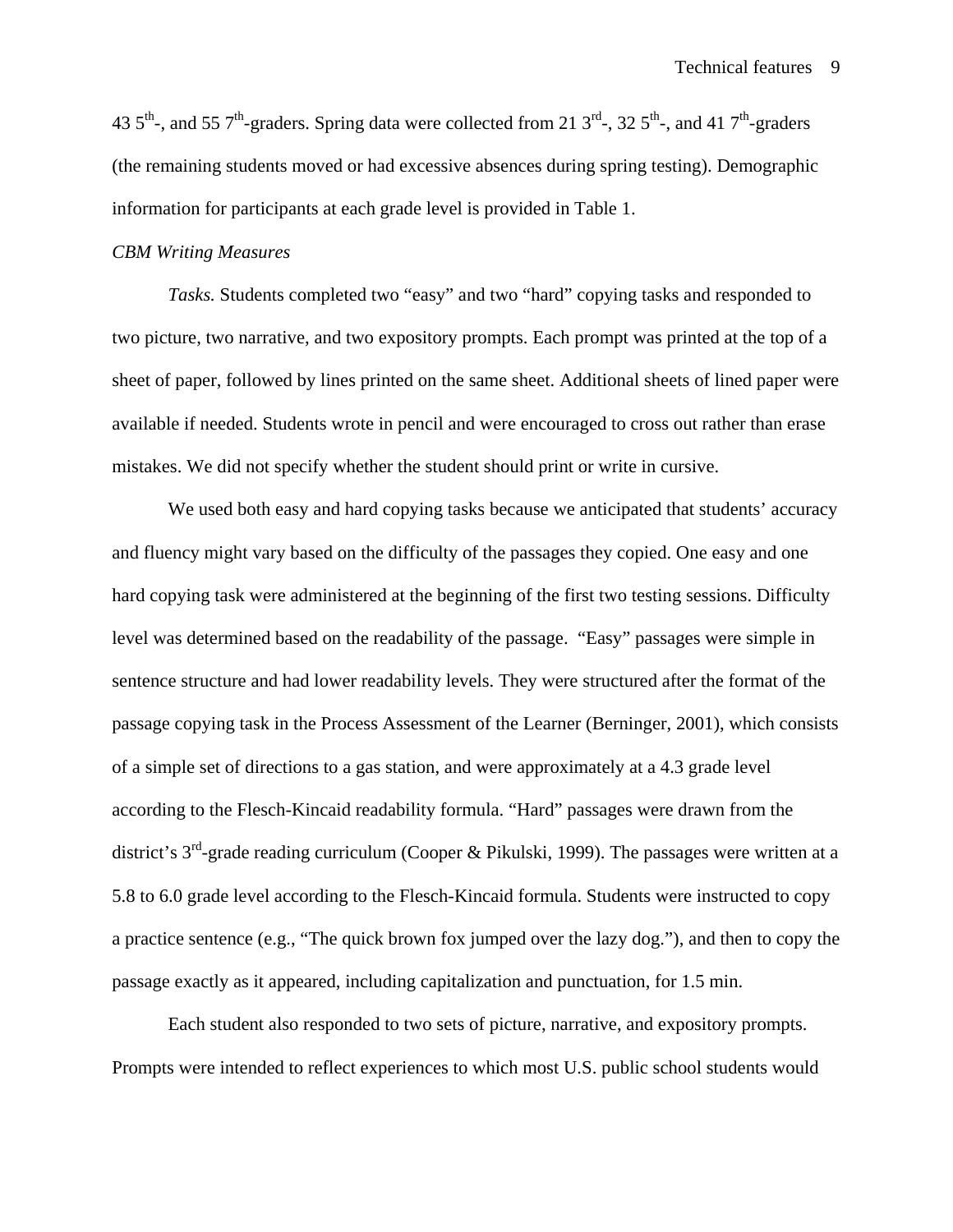43 5th-, and 55 7th-graders. Spring data were collected from 21 3rd-, 32 5th-, and 41 7th-graders (the remaining students moved or had excessive absences during spring testing). Demographic information for participants at each grade level is provided in Table 1.

*CBM Writing Measures*

*Tasks.* Students completed two "easy" and two "hard" copying tasks and responded to two picture, two narrative, and two expository prompts. Each prompt was printed at the top of a sheet of paper, followed by lines printed on the same sheet. Additional sheets of lined paper were available if needed. Students wrote in pencil and were encouraged to cross out rather than erase mistakes. We did not specify whether the student should print or write in cursive.

We used both easy and hard copying tasks because we anticipated that students' accuracy and fluency might vary based on the difficulty of the passages they copied. One easy and one hard copying task were administered at the beginning of the first two testing sessions. Difficulty level was determined based on the readability of the passage. "Easy" passages were simple in sentence structure and had lower readability levels. They were structured after the format of the passage copying task in the Process Assessment of the Learner (Berninger, 2001), which consists of a simple set of directions to a gas station, and were approximately at a 4.3 grade level according to the Flesch-Kincaid readability formula. "Hard" passages were drawn from the district's 3rd-grade reading curriculum (Cooper & Pikulski, 1999). The passages were written at a 5.8 to 6.0 grade level according to the Flesch-Kincaid formula. Students were instructed to copy a practice sentence (e.g., "The quick brown fox jumped over the lazy dog."), and then to copy the passage exactly as it appeared, including capitalization and punctuation, for 1.5 min.

Each student also responded to two sets of picture, narrative, and expository prompts. Prompts were intended to reflect experiences to which most U.S. public school students would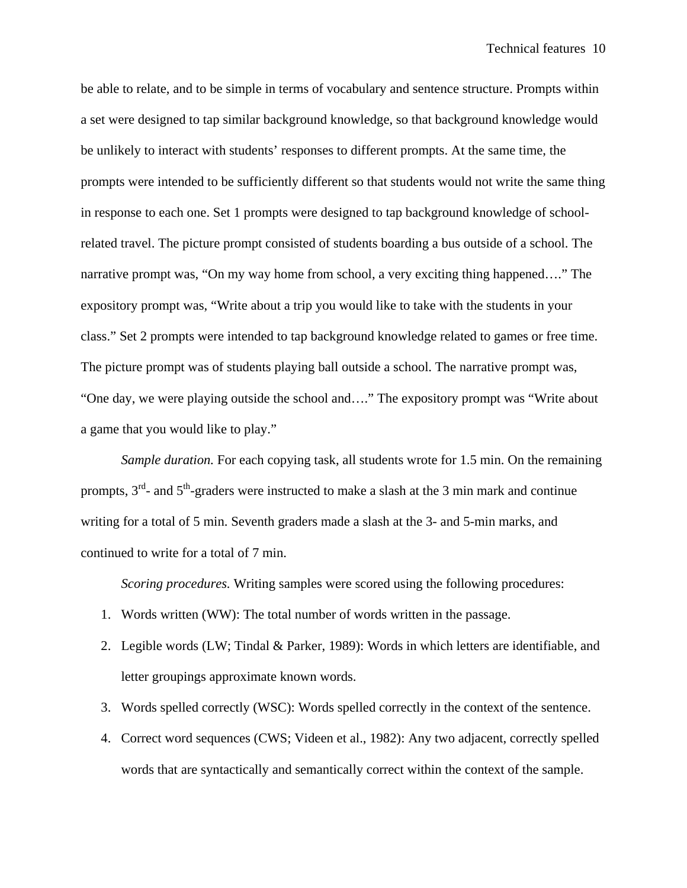be able to relate, and to be simple in terms of vocabulary and sentence structure. Prompts within a set were designed to tap similar background knowledge, so that background knowledge would be unlikely to interact with students' responses to different prompts. At the same time, the prompts were intended to be sufficiently different so that students would not write the same thing in response to each one. Set 1 prompts were designed to tap background knowledge of school-related travel. The picture prompt consisted of students boarding a bus outside of a school. The narrative prompt was, "On my way home from school, a very exciting thing happened…." The expository prompt was, "Write about a trip you would like to take with the students in your class." Set 2 prompts were intended to tap background knowledge related to games or free time. The picture prompt was of students playing ball outside a school. The narrative prompt was, "One day, we were playing outside the school and…." The expository prompt was "Write about a game that you would like to play."

*Sample duration.* For each copying task, all students wrote for 1.5 min. On the remaining prompts, 3rd- and 5th-graders were instructed to make a slash at the 3 min mark and continue writing for a total of 5 min. Seventh graders made a slash at the 3- and 5-min marks, and continued to write for a total of 7 min.

*Scoring procedures.* Writing samples were scored using the following procedures:

1. Words written (WW): The total number of words written in the passage.
2. Legible words (LW; Tindal & Parker, 1989): Words in which letters are identifiable, and letter groupings approximate known words.
3. Words spelled correctly (WSC): Words spelled correctly in the context of the sentence.
4. Correct word sequences (CWS; Videen et al., 1982): Any two adjacent, correctly spelled words that are syntactically and semantically correct within the context of the sample.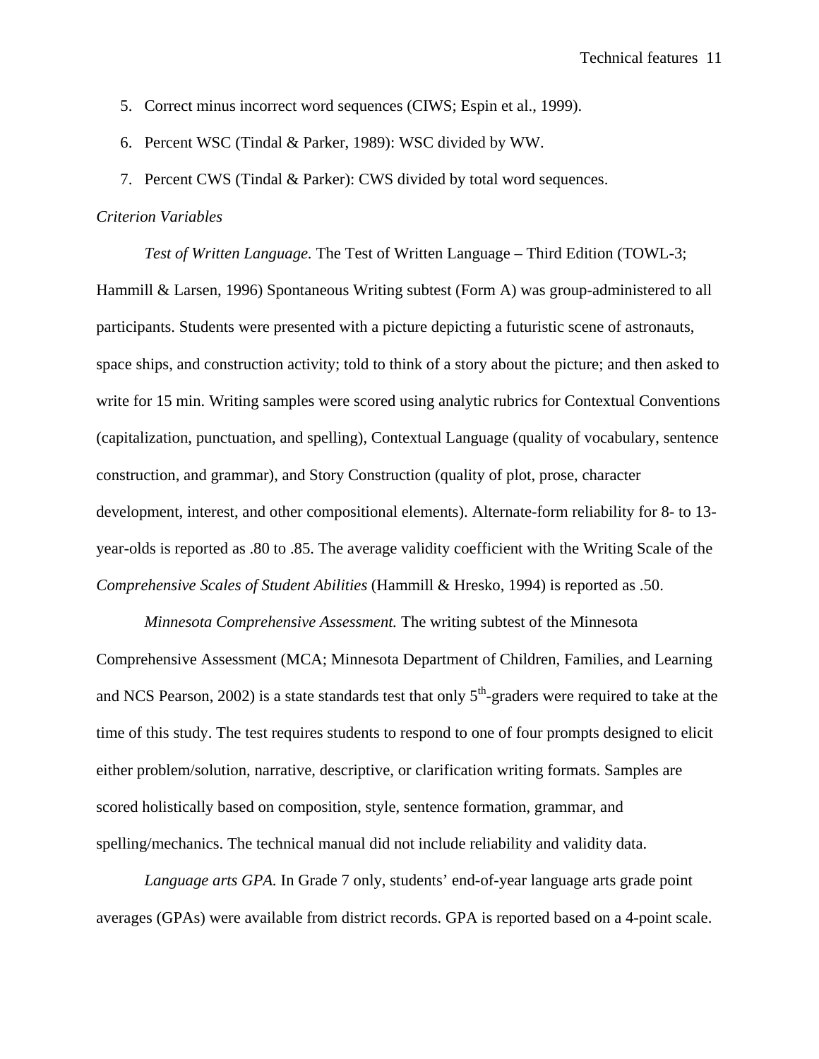5. Correct minus incorrect word sequences (CIWS; Espin et al., 1999).
6. Percent WSC (Tindal & Parker, 1989): WSC divided by WW.
7. Percent CWS (Tindal & Parker): CWS divided by total word sequences.

*Criterion Variables*

*Test of Written Language.* The Test of Written Language – Third Edition (TOWL-3; Hammill & Larsen, 1996) Spontaneous Writing subtest (Form A) was group-administered to all participants. Students were presented with a picture depicting a futuristic scene of astronauts, space ships, and construction activity; told to think of a story about the picture; and then asked to write for 15 min. Writing samples were scored using analytic rubrics for Contextual Conventions (capitalization, punctuation, and spelling), Contextual Language (quality of vocabulary, sentence construction, and grammar), and Story Construction (quality of plot, prose, character development, interest, and other compositional elements). Alternate-form reliability for 8- to 13-year-olds is reported as .80 to .85. The average validity coefficient with the Writing Scale of the *Comprehensive Scales of Student Abilities* (Hammill & Hresko, 1994) is reported as .50.

*Minnesota Comprehensive Assessment.* The writing subtest of the Minnesota Comprehensive Assessment (MCA; Minnesota Department of Children, Families, and Learning and NCS Pearson, 2002) is a state standards test that only 5th-graders were required to take at the time of this study. The test requires students to respond to one of four prompts designed to elicit either problem/solution, narrative, descriptive, or clarification writing formats. Samples are scored holistically based on composition, style, sentence formation, grammar, and spelling/mechanics. The technical manual did not include reliability and validity data.

*Language arts GPA.* In Grade 7 only, students' end-of-year language arts grade point averages (GPAs) were available from district records. GPA is reported based on a 4-point scale.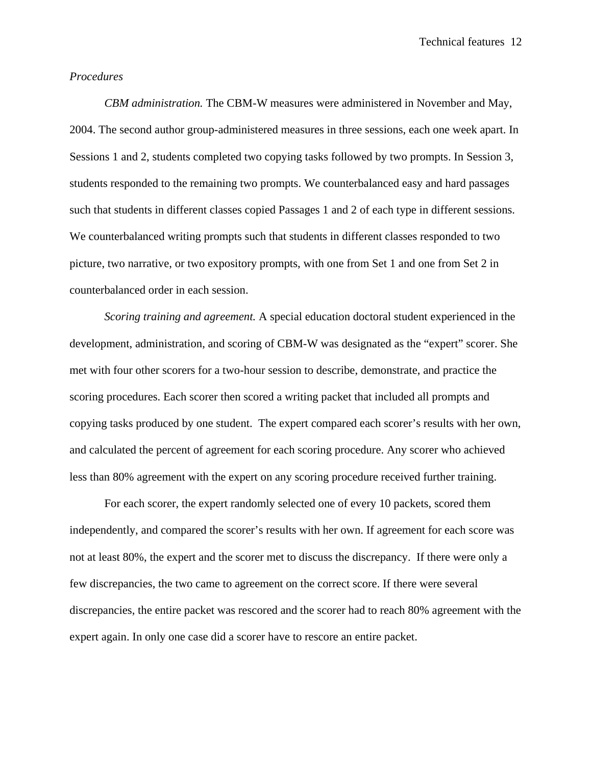*Procedures*

*CBM administration.* The CBM-W measures were administered in November and May, 2004. The second author group-administered measures in three sessions, each one week apart. In Sessions 1 and 2, students completed two copying tasks followed by two prompts. In Session 3, students responded to the remaining two prompts. We counterbalanced easy and hard passages such that students in different classes copied Passages 1 and 2 of each type in different sessions. We counterbalanced writing prompts such that students in different classes responded to two picture, two narrative, or two expository prompts, with one from Set 1 and one from Set 2 in counterbalanced order in each session.

*Scoring training and agreement.* A special education doctoral student experienced in the development, administration, and scoring of CBM-W was designated as the "expert" scorer. She met with four other scorers for a two-hour session to describe, demonstrate, and practice the scoring procedures. Each scorer then scored a writing packet that included all prompts and copying tasks produced by one student. The expert compared each scorer's results with her own, and calculated the percent of agreement for each scoring procedure. Any scorer who achieved less than 80% agreement with the expert on any scoring procedure received further training.

For each scorer, the expert randomly selected one of every 10 packets, scored them independently, and compared the scorer's results with her own. If agreement for each score was not at least 80%, the expert and the scorer met to discuss the discrepancy. If there were only a few discrepancies, the two came to agreement on the correct score. If there were several discrepancies, the entire packet was rescored and the scorer had to reach 80% agreement with the expert again. In only one case did a scorer have to rescore an entire packet.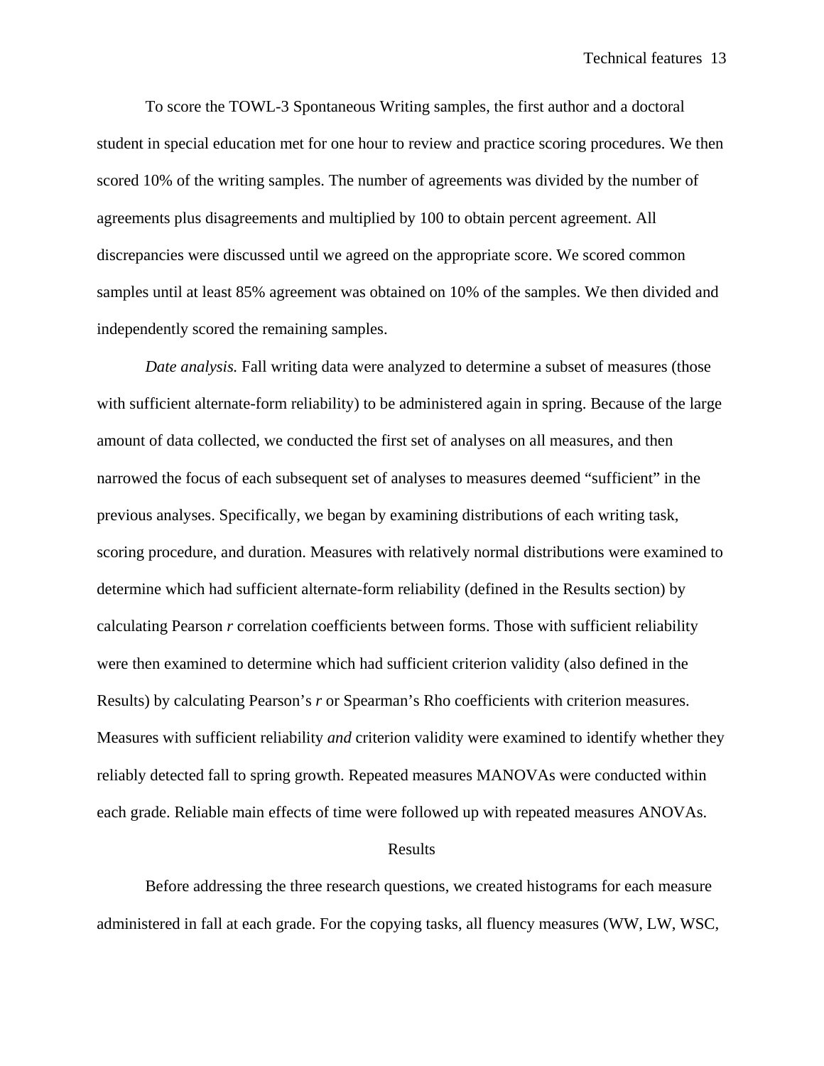To score the TOWL-3 Spontaneous Writing samples, the first author and a doctoral student in special education met for one hour to review and practice scoring procedures. We then scored 10% of the writing samples. The number of agreements was divided by the number of agreements plus disagreements and multiplied by 100 to obtain percent agreement. All discrepancies were discussed until we agreed on the appropriate score. We scored common samples until at least 85% agreement was obtained on 10% of the samples. We then divided and independently scored the remaining samples.

*Date analysis.* Fall writing data were analyzed to determine a subset of measures (those with sufficient alternate-form reliability) to be administered again in spring. Because of the large amount of data collected, we conducted the first set of analyses on all measures, and then narrowed the focus of each subsequent set of analyses to measures deemed "sufficient" in the previous analyses. Specifically, we began by examining distributions of each writing task, scoring procedure, and duration. Measures with relatively normal distributions were examined to determine which had sufficient alternate-form reliability (defined in the Results section) by calculating Pearson *r* correlation coefficients between forms. Those with sufficient reliability were then examined to determine which had sufficient criterion validity (also defined in the Results) by calculating Pearson's *r* or Spearman's Rho coefficients with criterion measures. Measures with sufficient reliability *and* criterion validity were examined to identify whether they reliably detected fall to spring growth. Repeated measures MANOVAs were conducted within each grade. Reliable main effects of time were followed up with repeated measures ANOVAs.

## Results

Before addressing the three research questions, we created histograms for each measure administered in fall at each grade. For the copying tasks, all fluency measures (WW, LW, WSC,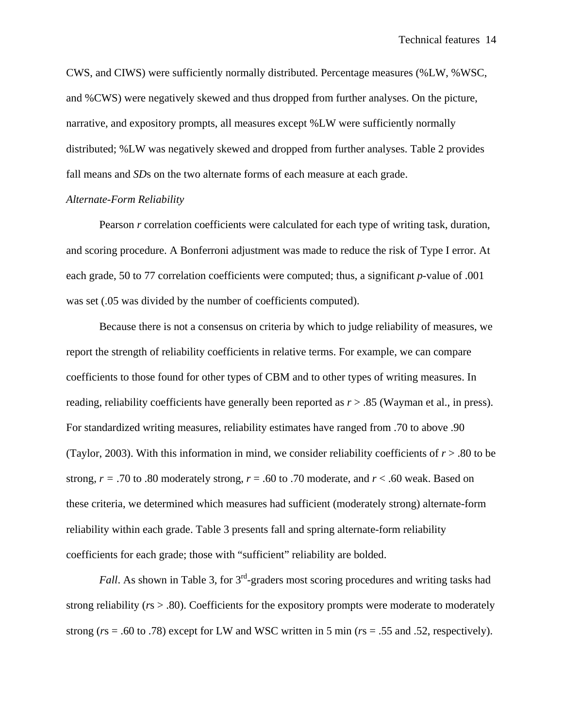CWS, and CIWS) were sufficiently normally distributed. Percentage measures (%LW, %WSC, and %CWS) were negatively skewed and thus dropped from further analyses. On the picture, narrative, and expository prompts, all measures except %LW were sufficiently normally distributed; %LW was negatively skewed and dropped from further analyses. Table 2 provides fall means and *SD*s on the two alternate forms of each measure at each grade.

*Alternate-Form Reliability*

Pearson *r* correlation coefficients were calculated for each type of writing task, duration, and scoring procedure. A Bonferroni adjustment was made to reduce the risk of Type I error. At each grade, 50 to 77 correlation coefficients were computed; thus, a significant *p*-value of .001 was set (.05 was divided by the number of coefficients computed).

Because there is not a consensus on criteria by which to judge reliability of measures, we report the strength of reliability coefficients in relative terms. For example, we can compare coefficients to those found for other types of CBM and to other types of writing measures. In reading, reliability coefficients have generally been reported as $r > .85$ (Wayman et al., in press). For standardized writing measures, reliability estimates have ranged from .70 to above .90 (Taylor, 2003). With this information in mind, we consider reliability coefficients of $r > .80$ to be strong, $r = .70$ to .80 moderately strong, $r = .60$ to .70 moderate, and $r < .60$ weak. Based on these criteria, we determined which measures had sufficient (moderately strong) alternate-form reliability within each grade. Table 3 presents fall and spring alternate-form reliability coefficients for each grade; those with "sufficient" reliability are bolded.

*Fall*. As shown in Table 3, for 3rd-graders most scoring procedures and writing tasks had strong reliability (*r*s > .80). Coefficients for the expository prompts were moderate to moderately strong (*r*s = .60 to .78) except for LW and WSC written in 5 min (*r*s = .55 and .52, respectively).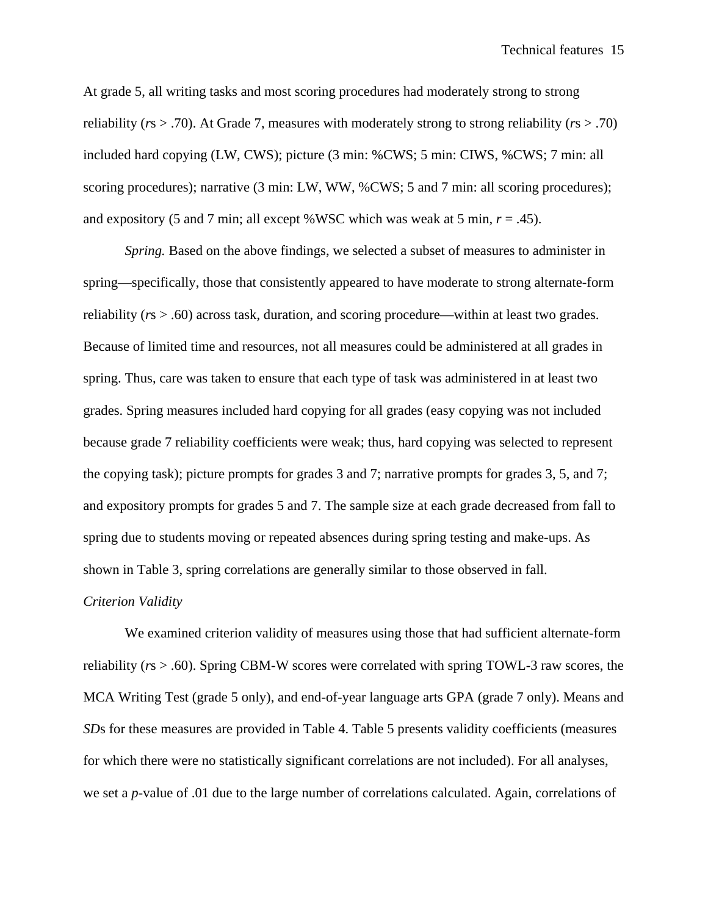At grade 5, all writing tasks and most scoring procedures had moderately strong to strong reliability (*r*s > .70). At Grade 7, measures with moderately strong to strong reliability (*r*s > .70) included hard copying (LW, CWS); picture (3 min: %CWS; 5 min: CIWS, %CWS; 7 min: all scoring procedures); narrative (3 min: LW, WW, %CWS; 5 and 7 min: all scoring procedures); and expository (5 and 7 min; all except %WSC which was weak at 5 min, *r* = .45).

*Spring.* Based on the above findings, we selected a subset of measures to administer in spring—specifically, those that consistently appeared to have moderate to strong alternate-form reliability (*r*s > .60) across task, duration, and scoring procedure—within at least two grades. Because of limited time and resources, not all measures could be administered at all grades in spring. Thus, care was taken to ensure that each type of task was administered in at least two grades. Spring measures included hard copying for all grades (easy copying was not included because grade 7 reliability coefficients were weak; thus, hard copying was selected to represent the copying task); picture prompts for grades 3 and 7; narrative prompts for grades 3, 5, and 7; and expository prompts for grades 5 and 7. The sample size at each grade decreased from fall to spring due to students moving or repeated absences during spring testing and make-ups. As shown in Table 3, spring correlations are generally similar to those observed in fall.

*Criterion Validity*

We examined criterion validity of measures using those that had sufficient alternate-form reliability (*r*s > .60). Spring CBM-W scores were correlated with spring TOWL-3 raw scores, the MCA Writing Test (grade 5 only), and end-of-year language arts GPA (grade 7 only). Means and *SD*s for these measures are provided in Table 4. Table 5 presents validity coefficients (measures for which there were no statistically significant correlations are not included). For all analyses, we set a *p*-value of .01 due to the large number of correlations calculated. Again, correlations of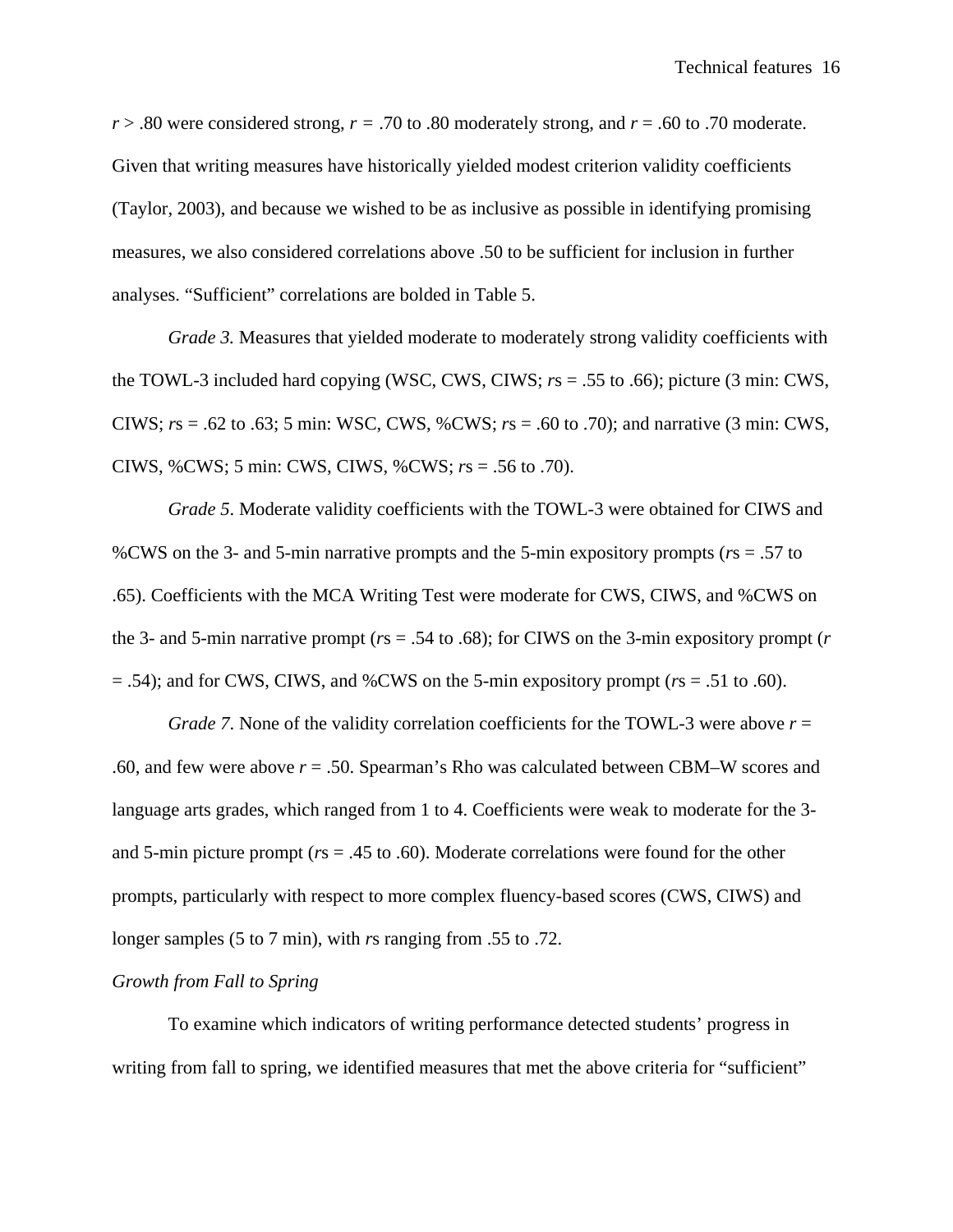$r > .80$ were considered strong, $r = .70$ to $.80$ moderately strong, and $r = .60$ to $.70$ moderate. Given that writing measures have historically yielded modest criterion validity coefficients (Taylor, 2003), and because we wished to be as inclusive as possible in identifying promising measures, we also considered correlations above .50 to be sufficient for inclusion in further analyses. “Sufficient” correlations are bolded in Table 5.

*Grade 3.* Measures that yielded moderate to moderately strong validity coefficients with the TOWL-3 included hard copying (WSC, CWS, CIWS; *r*s = .55 to .66); picture (3 min: CWS, CIWS; *r*s = .62 to .63; 5 min: WSC, CWS, %CWS; *r*s = .60 to .70); and narrative (3 min: CWS, CIWS, %CWS; 5 min: CWS, CIWS, %CWS; *r*s = .56 to .70).

*Grade 5*. Moderate validity coefficients with the TOWL-3 were obtained for CIWS and %CWS on the 3- and 5-min narrative prompts and the 5-min expository prompts (*r*s = .57 to .65). Coefficients with the MCA Writing Test were moderate for CWS, CIWS, and %CWS on the 3- and 5-min narrative prompt (*r*s = .54 to .68); for CIWS on the 3-min expository prompt ($r = .54$); and for CWS, CIWS, and %CWS on the 5-min expository prompt (*r*s = .51 to .60).

*Grade 7*. None of the validity correlation coefficients for the TOWL-3 were above $r = .60$, and few were above $r = .50$. Spearman’s Rho was calculated between CBM–W scores and language arts grades, which ranged from 1 to 4. Coefficients were weak to moderate for the 3- and 5-min picture prompt (*r*s = .45 to .60). Moderate correlations were found for the other prompts, particularly with respect to more complex fluency-based scores (CWS, CIWS) and longer samples (5 to 7 min), with *r*s ranging from .55 to .72.

*Growth from Fall to Spring*

To examine which indicators of writing performance detected students’ progress in writing from fall to spring, we identified measures that met the above criteria for “sufficient”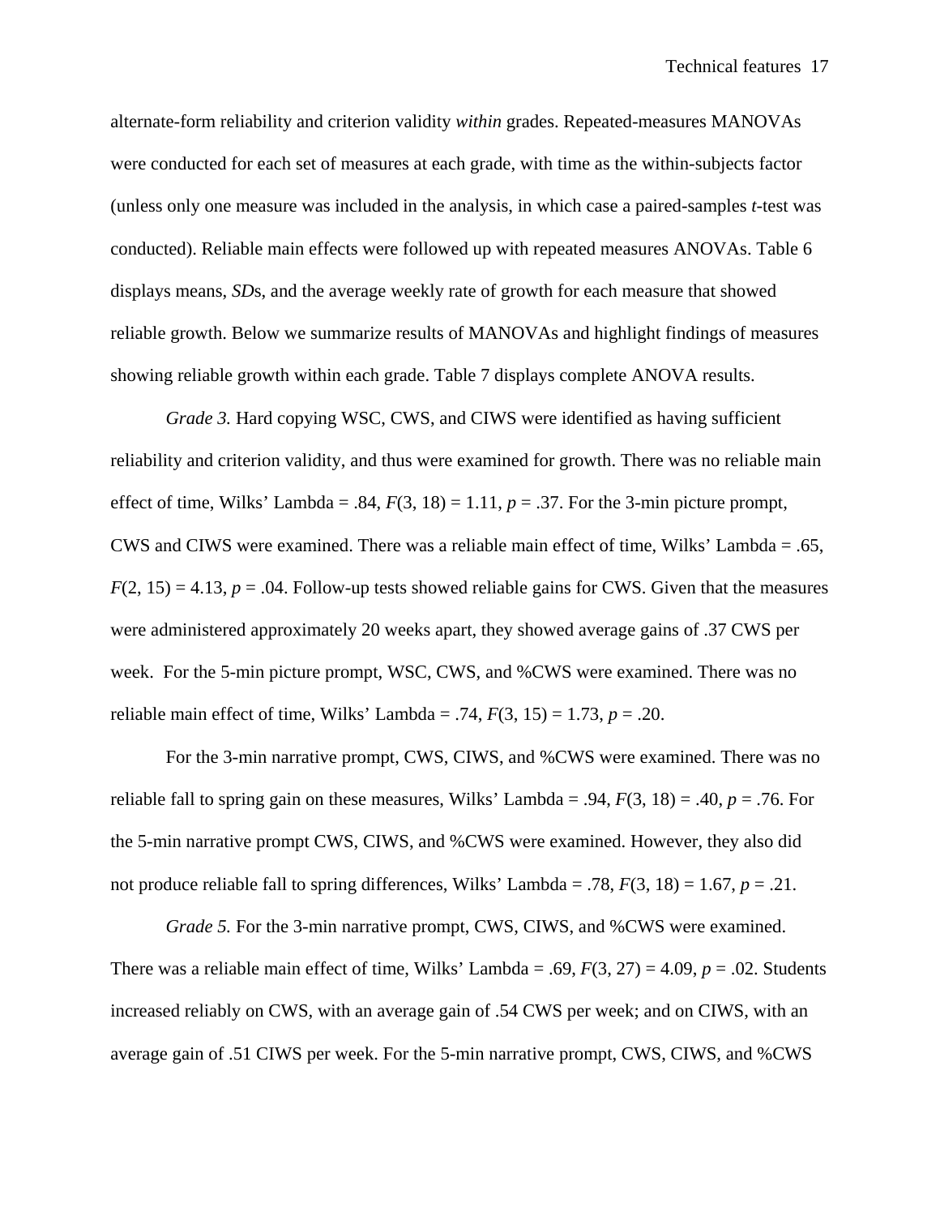alternate-form reliability and criterion validity *within* grades. Repeated-measures MANOVAs were conducted for each set of measures at each grade, with time as the within-subjects factor (unless only one measure was included in the analysis, in which case a paired-samples *t*-test was conducted). Reliable main effects were followed up with repeated measures ANOVAs. Table 6 displays means, *SD*s, and the average weekly rate of growth for each measure that showed reliable growth. Below we summarize results of MANOVAs and highlight findings of measures showing reliable growth within each grade. Table 7 displays complete ANOVA results.

*Grade 3.* Hard copying WSC, CWS, and CIWS were identified as having sufficient reliability and criterion validity, and thus were examined for growth. There was no reliable main effect of time, Wilks' Lambda = .84, $F(3, 18) = 1.11$, $p = .37$. For the 3-min picture prompt, CWS and CIWS were examined. There was a reliable main effect of time, Wilks' Lambda = .65, $F(2, 15) = 4.13$, $p = .04$. Follow-up tests showed reliable gains for CWS. Given that the measures were administered approximately 20 weeks apart, they showed average gains of .37 CWS per week. For the 5-min picture prompt, WSC, CWS, and %CWS were examined. There was no reliable main effect of time, Wilks' Lambda = .74, $F(3, 15) = 1.73$, $p = .20$.

For the 3-min narrative prompt, CWS, CIWS, and %CWS were examined. There was no reliable fall to spring gain on these measures, Wilks' Lambda = .94, $F(3, 18) = .40$, $p = .76$. For the 5-min narrative prompt CWS, CIWS, and %CWS were examined. However, they also did not produce reliable fall to spring differences, Wilks' Lambda = .78, $F(3, 18) = 1.67$, $p = .21$.

*Grade 5.* For the 3-min narrative prompt, CWS, CIWS, and %CWS were examined. There was a reliable main effect of time, Wilks' Lambda = .69, $F(3, 27) = 4.09$, $p = .02$. Students increased reliably on CWS, with an average gain of .54 CWS per week; and on CIWS, with an average gain of .51 CIWS per week. For the 5-min narrative prompt, CWS, CIWS, and %CWS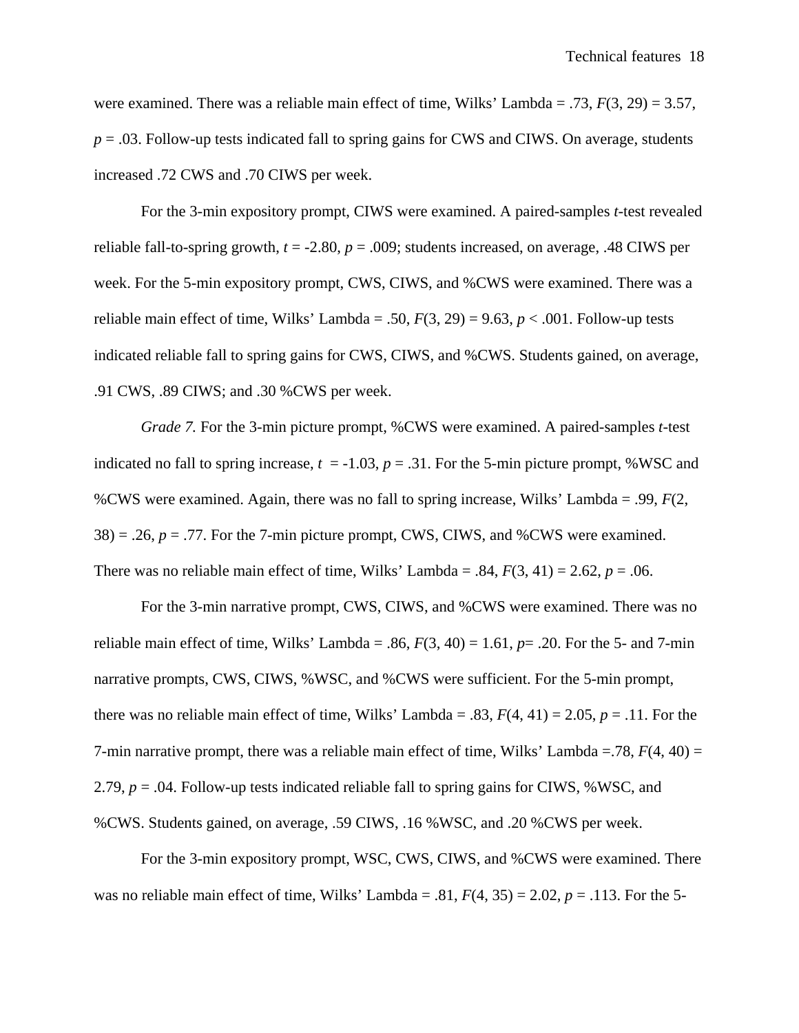were examined. There was a reliable main effect of time, Wilks' Lambda = .73, $F(3, 29) = 3.57$, $p = .03$. Follow-up tests indicated fall to spring gains for CWS and CIWS. On average, students increased .72 CWS and .70 CIWS per week.

For the 3-min expository prompt, CIWS were examined. A paired-samples *t*-test revealed reliable fall-to-spring growth, $t = -2.80$, $p = .009$; students increased, on average, .48 CIWS per week. For the 5-min expository prompt, CWS, CIWS, and %CWS were examined. There was a reliable main effect of time, Wilks' Lambda = .50, $F(3, 29) = 9.63$, $p < .001$. Follow-up tests indicated reliable fall to spring gains for CWS, CIWS, and %CWS. Students gained, on average, .91 CWS, .89 CIWS; and .30 %CWS per week.

*Grade 7.* For the 3-min picture prompt, %CWS were examined. A paired-samples *t*-test indicated no fall to spring increase, $t = -1.03$, $p = .31$. For the 5-min picture prompt, %WSC and %CWS were examined. Again, there was no fall to spring increase, Wilks' Lambda = .99, $F(2, 38) = .26$, $p = .77$. For the 7-min picture prompt, CWS, CIWS, and %CWS were examined. There was no reliable main effect of time, Wilks' Lambda = .84, $F(3, 41) = 2.62$, $p = .06$.

For the 3-min narrative prompt, CWS, CIWS, and %CWS were examined. There was no reliable main effect of time, Wilks' Lambda = .86, $F(3, 40) = 1.61$, $p = .20$. For the 5- and 7-min narrative prompts, CWS, CIWS, %WSC, and %CWS were sufficient. For the 5-min prompt, there was no reliable main effect of time, Wilks' Lambda = .83, $F(4, 41) = 2.05$, $p = .11$. For the 7-min narrative prompt, there was a reliable main effect of time, Wilks' Lambda =.78, $F(4, 40) = 2.79$, $p = .04$. Follow-up tests indicated reliable fall to spring gains for CIWS, %WSC, and %CWS. Students gained, on average, .59 CIWS, .16 %WSC, and .20 %CWS per week.

For the 3-min expository prompt, WSC, CWS, CIWS, and %CWS were examined. There was no reliable main effect of time, Wilks' Lambda = .81, $F(4, 35) = 2.02$, $p = .113$. For the 5-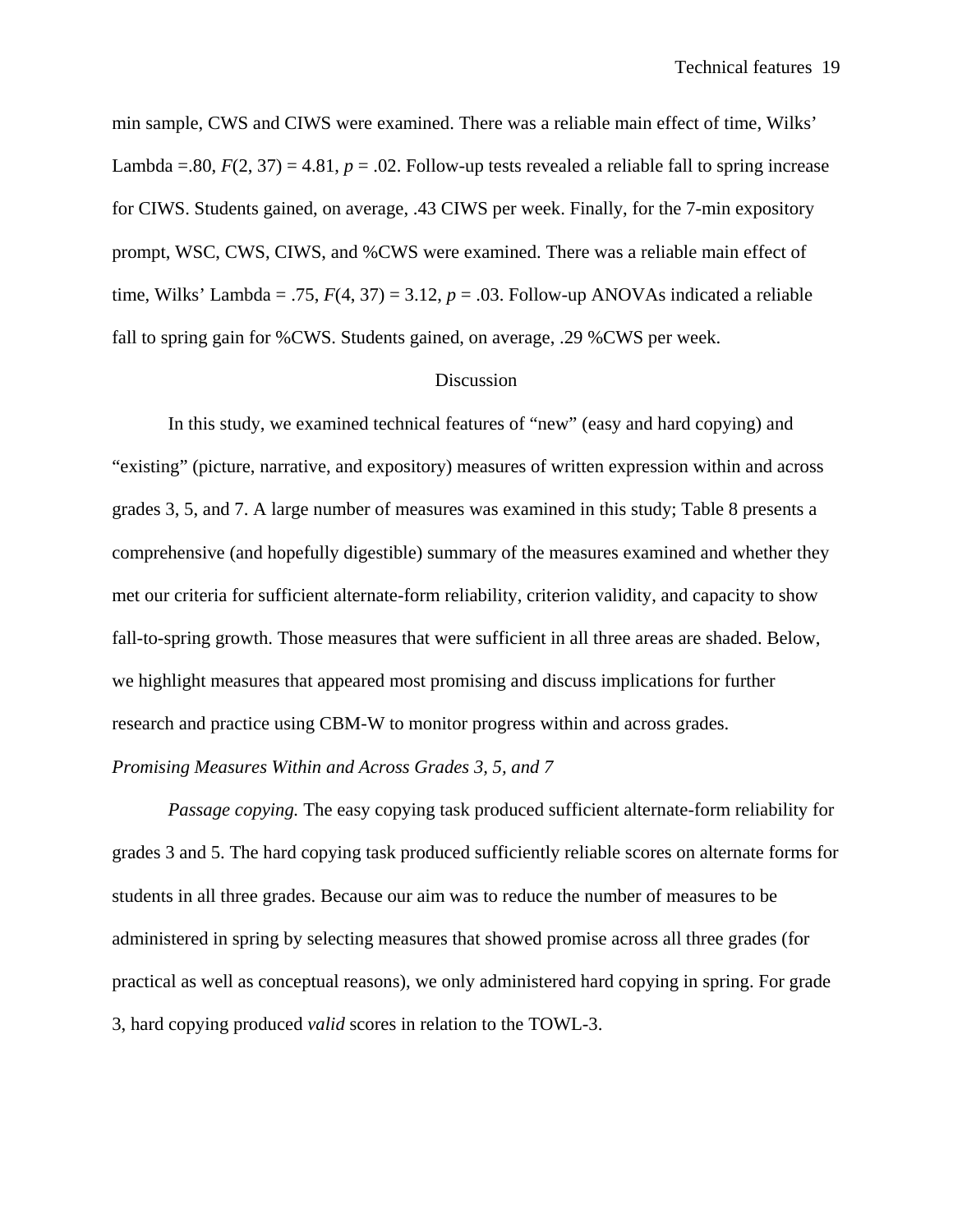min sample, CWS and CIWS were examined. There was a reliable main effect of time, Wilks' Lambda =.80, $F(2, 37) = 4.81$, $p = .02$. Follow-up tests revealed a reliable fall to spring increase for CIWS. Students gained, on average, .43 CIWS per week. Finally, for the 7-min expository prompt, WSC, CWS, CIWS, and %CWS were examined. There was a reliable main effect of time, Wilks' Lambda = .75, $F(4, 37) = 3.12$, $p = .03$. Follow-up ANOVAs indicated a reliable fall to spring gain for %CWS. Students gained, on average, .29 %CWS per week.

## Discussion

In this study, we examined technical features of "new" (easy and hard copying) and "existing" (picture, narrative, and expository) measures of written expression within and across grades 3, 5, and 7. A large number of measures was examined in this study; Table 8 presents a comprehensive (and hopefully digestible) summary of the measures examined and whether they met our criteria for sufficient alternate-form reliability, criterion validity, and capacity to show fall-to-spring growth. Those measures that were sufficient in all three areas are shaded. Below, we highlight measures that appeared most promising and discuss implications for further research and practice using CBM-W to monitor progress within and across grades.

### *Promising Measures Within and Across Grades 3, 5, and 7*

*Passage copying.* The easy copying task produced sufficient alternate-form reliability for grades 3 and 5. The hard copying task produced sufficiently reliable scores on alternate forms for students in all three grades. Because our aim was to reduce the number of measures to be administered in spring by selecting measures that showed promise across all three grades (for practical as well as conceptual reasons), we only administered hard copying in spring. For grade 3, hard copying produced *valid* scores in relation to the TOWL-3.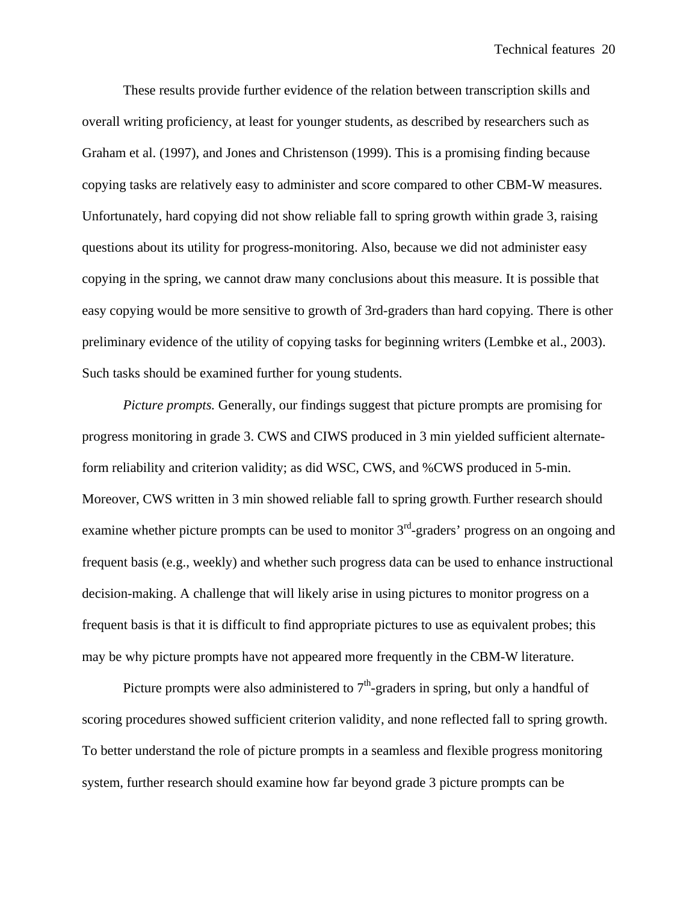These results provide further evidence of the relation between transcription skills and overall writing proficiency, at least for younger students, as described by researchers such as Graham et al. (1997), and Jones and Christenson (1999). This is a promising finding because copying tasks are relatively easy to administer and score compared to other CBM-W measures. Unfortunately, hard copying did not show reliable fall to spring growth within grade 3, raising questions about its utility for progress-monitoring. Also, because we did not administer easy copying in the spring, we cannot draw many conclusions about this measure. It is possible that easy copying would be more sensitive to growth of 3rd-graders than hard copying. There is other preliminary evidence of the utility of copying tasks for beginning writers (Lembke et al., 2003). Such tasks should be examined further for young students.

*Picture prompts.* Generally, our findings suggest that picture prompts are promising for progress monitoring in grade 3. CWS and CIWS produced in 3 min yielded sufficient alternate-form reliability and criterion validity; as did WSC, CWS, and %CWS produced in 5-min. Moreover, CWS written in 3 min showed reliable fall to spring growth. Further research should examine whether picture prompts can be used to monitor 3rd-graders' progress on an ongoing and frequent basis (e.g., weekly) and whether such progress data can be used to enhance instructional decision-making. A challenge that will likely arise in using pictures to monitor progress on a frequent basis is that it is difficult to find appropriate pictures to use as equivalent probes; this may be why picture prompts have not appeared more frequently in the CBM-W literature.

Picture prompts were also administered to 7th-graders in spring, but only a handful of scoring procedures showed sufficient criterion validity, and none reflected fall to spring growth. To better understand the role of picture prompts in a seamless and flexible progress monitoring system, further research should examine how far beyond grade 3 picture prompts can be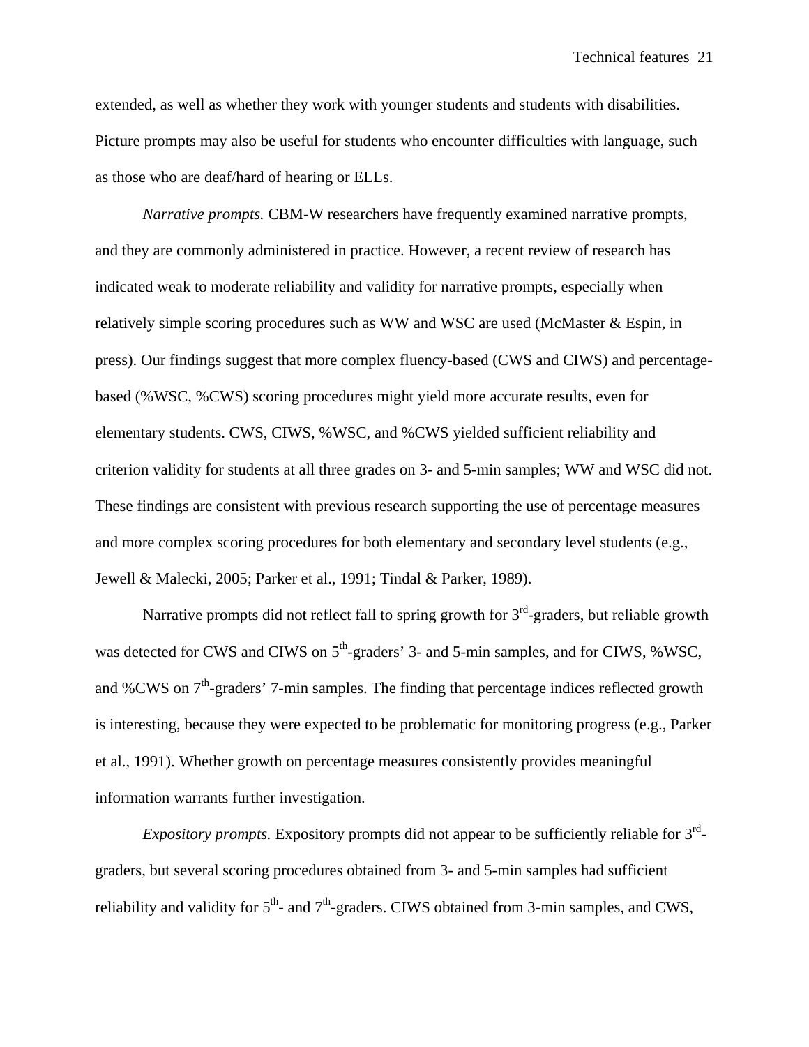extended, as well as whether they work with younger students and students with disabilities. Picture prompts may also be useful for students who encounter difficulties with language, such as those who are deaf/hard of hearing or ELLs.

*Narrative prompts.* CBM-W researchers have frequently examined narrative prompts, and they are commonly administered in practice. However, a recent review of research has indicated weak to moderate reliability and validity for narrative prompts, especially when relatively simple scoring procedures such as WW and WSC are used (McMaster & Espin, in press). Our findings suggest that more complex fluency-based (CWS and CIWS) and percentage-based (%WSC, %CWS) scoring procedures might yield more accurate results, even for elementary students. CWS, CIWS, %WSC, and %CWS yielded sufficient reliability and criterion validity for students at all three grades on 3- and 5-min samples; WW and WSC did not. These findings are consistent with previous research supporting the use of percentage measures and more complex scoring procedures for both elementary and secondary level students (e.g., Jewell & Malecki, 2005; Parker et al., 1991; Tindal & Parker, 1989).

Narrative prompts did not reflect fall to spring growth for 3rd-graders, but reliable growth was detected for CWS and CIWS on 5th-graders' 3- and 5-min samples, and for CIWS, %WSC, and %CWS on 7th-graders' 7-min samples. The finding that percentage indices reflected growth is interesting, because they were expected to be problematic for monitoring progress (e.g., Parker et al., 1991). Whether growth on percentage measures consistently provides meaningful information warrants further investigation.

*Expository prompts.* Expository prompts did not appear to be sufficiently reliable for 3rd-graders, but several scoring procedures obtained from 3- and 5-min samples had sufficient reliability and validity for 5th- and 7th-graders. CIWS obtained from 3-min samples, and CWS,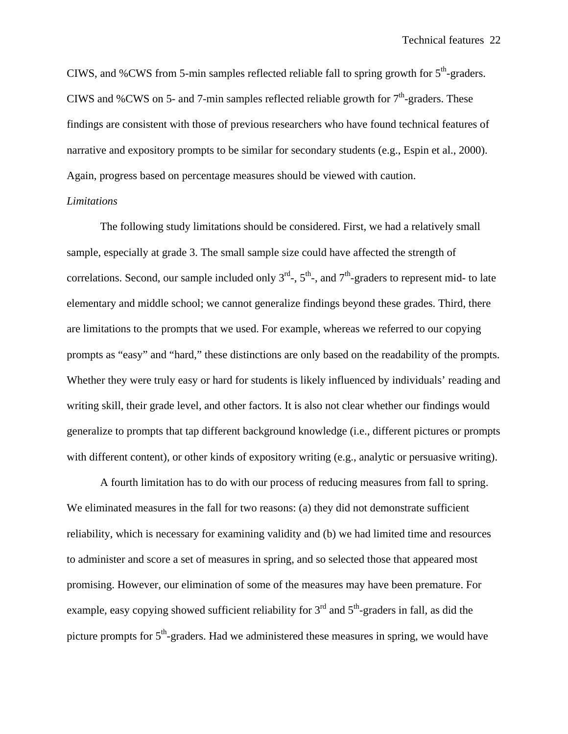CIWS, and %CWS from 5-min samples reflected reliable fall to spring growth for 5th-graders. CIWS and %CWS on 5- and 7-min samples reflected reliable growth for 7th-graders. These findings are consistent with those of previous researchers who have found technical features of narrative and expository prompts to be similar for secondary students (e.g., Espin et al., 2000). Again, progress based on percentage measures should be viewed with caution.

*Limitations*

The following study limitations should be considered. First, we had a relatively small sample, especially at grade 3. The small sample size could have affected the strength of correlations. Second, our sample included only 3rd-, 5th-, and 7th-graders to represent mid- to late elementary and middle school; we cannot generalize findings beyond these grades. Third, there are limitations to the prompts that we used. For example, whereas we referred to our copying prompts as "easy" and "hard," these distinctions are only based on the readability of the prompts. Whether they were truly easy or hard for students is likely influenced by individuals' reading and writing skill, their grade level, and other factors. It is also not clear whether our findings would generalize to prompts that tap different background knowledge (i.e., different pictures or prompts with different content), or other kinds of expository writing (e.g., analytic or persuasive writing).

A fourth limitation has to do with our process of reducing measures from fall to spring. We eliminated measures in the fall for two reasons: (a) they did not demonstrate sufficient reliability, which is necessary for examining validity and (b) we had limited time and resources to administer and score a set of measures in spring, and so selected those that appeared most promising. However, our elimination of some of the measures may have been premature. For example, easy copying showed sufficient reliability for 3rd and 5th-graders in fall, as did the picture prompts for 5th-graders. Had we administered these measures in spring, we would have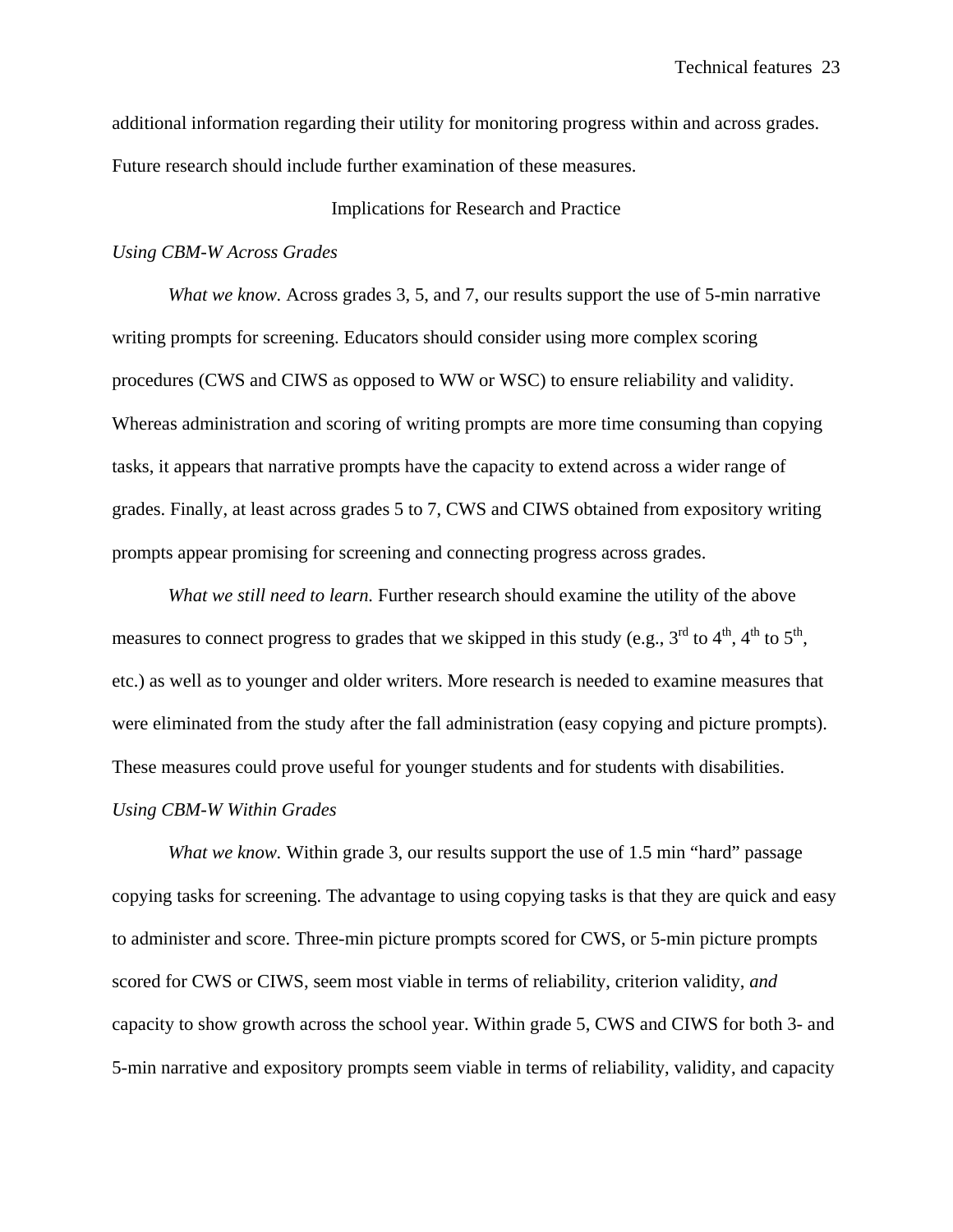additional information regarding their utility for monitoring progress within and across grades. Future research should include further examination of these measures.

## Implications for Research and Practice

### *Using CBM-W Across Grades*

*What we know.* Across grades 3, 5, and 7, our results support the use of 5-min narrative writing prompts for screening. Educators should consider using more complex scoring procedures (CWS and CIWS as opposed to WW or WSC) to ensure reliability and validity. Whereas administration and scoring of writing prompts are more time consuming than copying tasks, it appears that narrative prompts have the capacity to extend across a wider range of grades. Finally, at least across grades 5 to 7, CWS and CIWS obtained from expository writing prompts appear promising for screening and connecting progress across grades.

*What we still need to learn.* Further research should examine the utility of the above measures to connect progress to grades that we skipped in this study (e.g., 3rd to 4th, 4th to 5th, etc.) as well as to younger and older writers. More research is needed to examine measures that were eliminated from the study after the fall administration (easy copying and picture prompts). These measures could prove useful for younger students and for students with disabilities.

### *Using CBM-W Within Grades*

*What we know.* Within grade 3, our results support the use of 1.5 min "hard" passage copying tasks for screening. The advantage to using copying tasks is that they are quick and easy to administer and score. Three-min picture prompts scored for CWS, or 5-min picture prompts scored for CWS or CIWS, seem most viable in terms of reliability, criterion validity, *and* capacity to show growth across the school year. Within grade 5, CWS and CIWS for both 3- and 5-min narrative and expository prompts seem viable in terms of reliability, validity, and capacity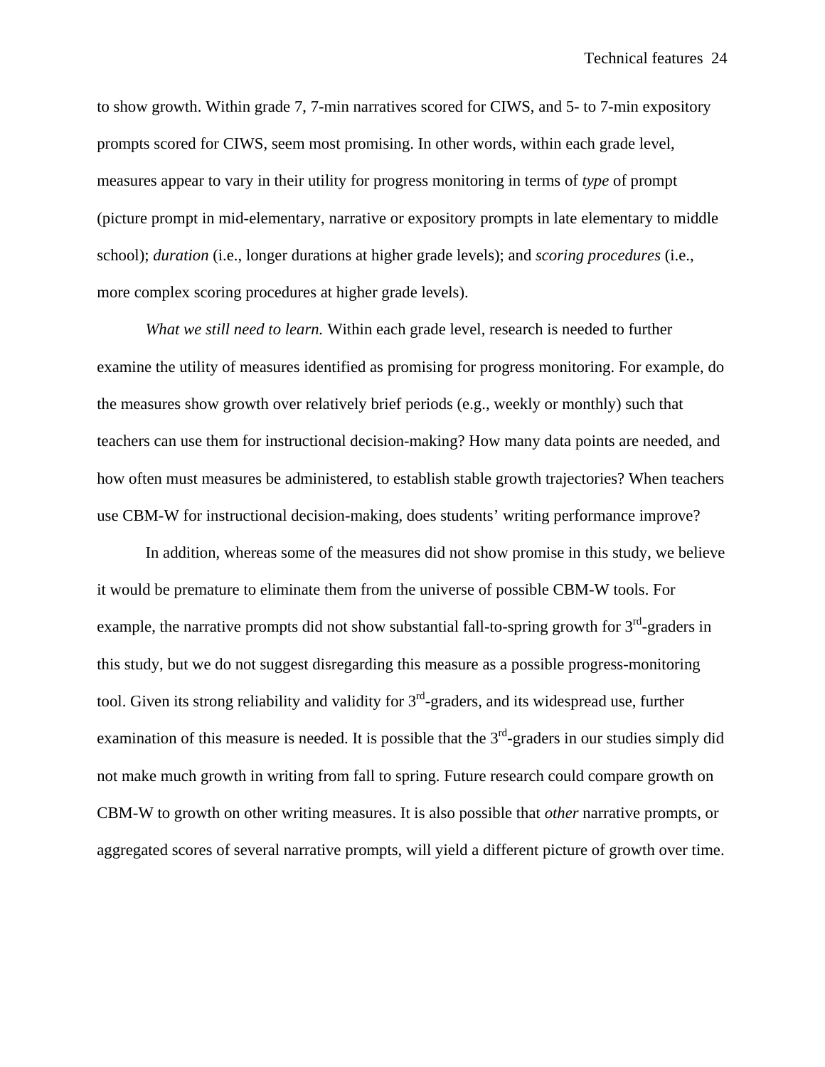to show growth. Within grade 7, 7-min narratives scored for CIWS, and 5- to 7-min expository prompts scored for CIWS, seem most promising. In other words, within each grade level, measures appear to vary in their utility for progress monitoring in terms of *type* of prompt (picture prompt in mid-elementary, narrative or expository prompts in late elementary to middle school); *duration* (i.e., longer durations at higher grade levels); and *scoring procedures* (i.e., more complex scoring procedures at higher grade levels).

*What we still need to learn.* Within each grade level, research is needed to further examine the utility of measures identified as promising for progress monitoring. For example, do the measures show growth over relatively brief periods (e.g., weekly or monthly) such that teachers can use them for instructional decision-making? How many data points are needed, and how often must measures be administered, to establish stable growth trajectories? When teachers use CBM-W for instructional decision-making, does students' writing performance improve?

In addition, whereas some of the measures did not show promise in this study, we believe it would be premature to eliminate them from the universe of possible CBM-W tools. For example, the narrative prompts did not show substantial fall-to-spring growth for 3rd-graders in this study, but we do not suggest disregarding this measure as a possible progress-monitoring tool. Given its strong reliability and validity for 3rd-graders, and its widespread use, further examination of this measure is needed. It is possible that the 3rd-graders in our studies simply did not make much growth in writing from fall to spring. Future research could compare growth on CBM-W to growth on other writing measures. It is also possible that *other* narrative prompts, or aggregated scores of several narrative prompts, will yield a different picture of growth over time.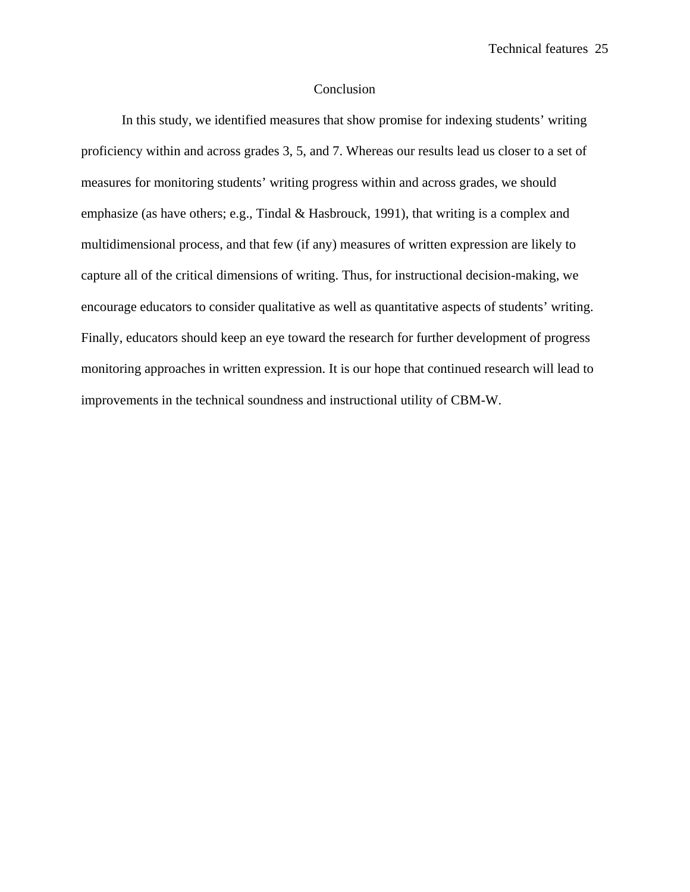## Conclusion

In this study, we identified measures that show promise for indexing students' writing proficiency within and across grades 3, 5, and 7. Whereas our results lead us closer to a set of measures for monitoring students' writing progress within and across grades, we should emphasize (as have others; e.g., Tindal & Hasbrouck, 1991), that writing is a complex and multidimensional process, and that few (if any) measures of written expression are likely to capture all of the critical dimensions of writing. Thus, for instructional decision-making, we encourage educators to consider qualitative as well as quantitative aspects of students' writing. Finally, educators should keep an eye toward the research for further development of progress monitoring approaches in written expression. It is our hope that continued research will lead to improvements in the technical soundness and instructional utility of CBM-W.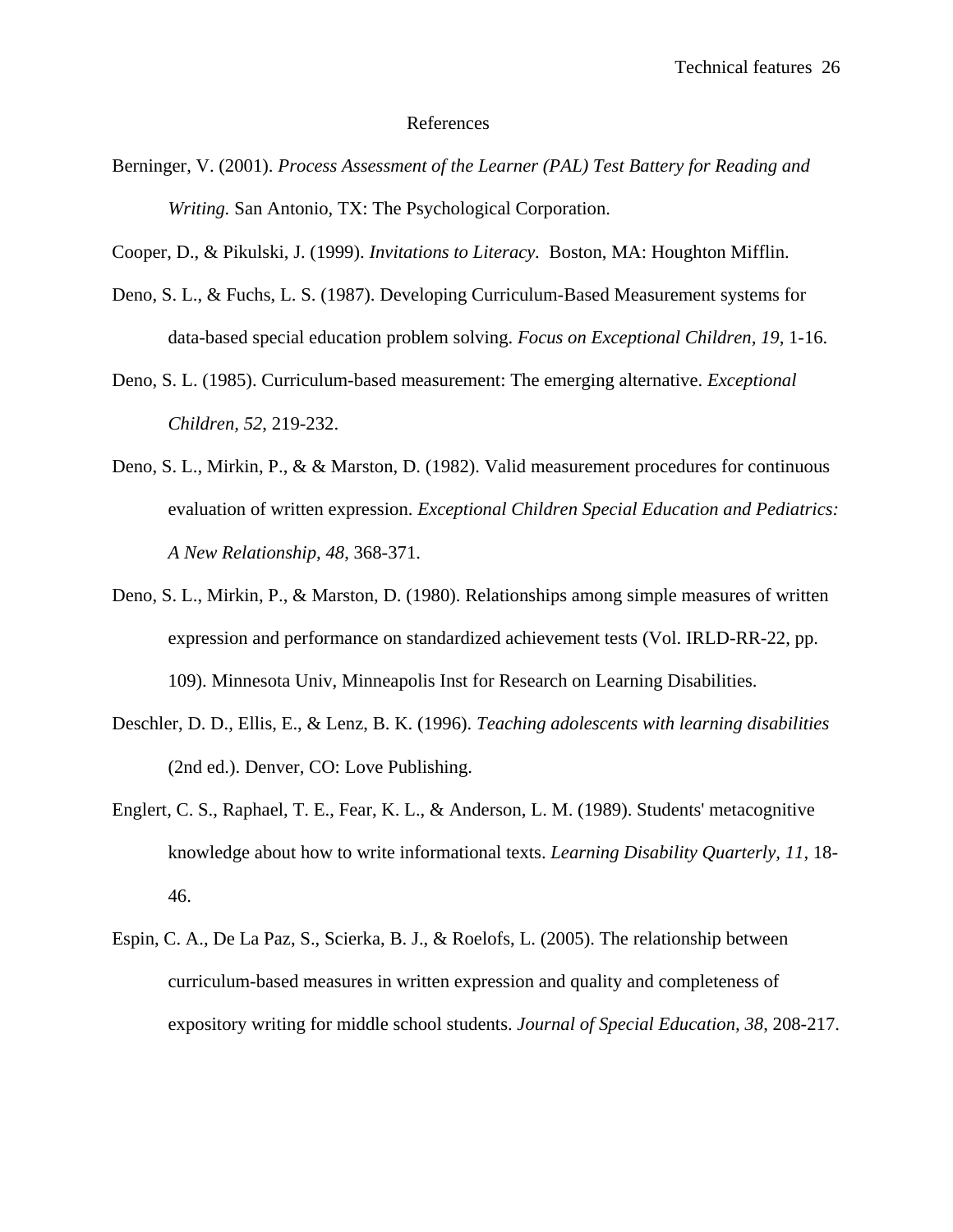# References

Berninger, V. (2001). *Process Assessment of the Learner (PAL) Test Battery for Reading and Writing.* San Antonio, TX: The Psychological Corporation.

Cooper, D., & Pikulski, J. (1999). *Invitations to Literacy*. Boston, MA: Houghton Mifflin.

Deno, S. L., & Fuchs, L. S. (1987). Developing Curriculum-Based Measurement systems for data-based special education problem solving. *Focus on Exceptional Children, 19*, 1-16.

Deno, S. L. (1985). Curriculum-based measurement: The emerging alternative. *Exceptional Children, 52*, 219-232.

Deno, S. L., Mirkin, P., & & Marston, D. (1982). Valid measurement procedures for continuous evaluation of written expression. *Exceptional Children Special Education and Pediatrics: A New Relationship, 48*, 368-371.

Deno, S. L., Mirkin, P., & Marston, D. (1980). Relationships among simple measures of written expression and performance on standardized achievement tests (Vol. IRLD-RR-22, pp. 109). Minnesota Univ, Minneapolis Inst for Research on Learning Disabilities.

Deschler, D. D., Ellis, E., & Lenz, B. K. (1996). *Teaching adolescents with learning disabilities* (2nd ed.). Denver, CO: Love Publishing.

Englert, C. S., Raphael, T. E., Fear, K. L., & Anderson, L. M. (1989). Students' metacognitive knowledge about how to write informational texts. *Learning Disability Quarterly, 11*, 18-46.

Espin, C. A., De La Paz, S., Scierka, B. J., & Roelofs, L. (2005). The relationship between curriculum-based measures in written expression and quality and completeness of expository writing for middle school students. *Journal of Special Education, 38*, 208-217.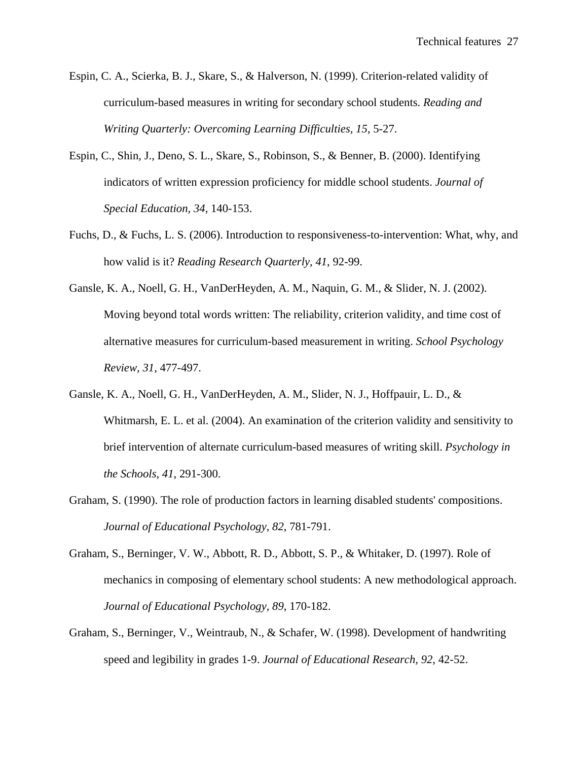Espin, C. A., Scierka, B. J., Skare, S., & Halverson, N. (1999). Criterion-related validity of curriculum-based measures in writing for secondary school students. *Reading and Writing Quarterly: Overcoming Learning Difficulties, 15*, 5-27.

Espin, C., Shin, J., Deno, S. L., Skare, S., Robinson, S., & Benner, B. (2000). Identifying indicators of written expression proficiency for middle school students. *Journal of Special Education, 34*, 140-153.

Fuchs, D., & Fuchs, L. S. (2006). Introduction to responsiveness-to-intervention: What, why, and how valid is it? *Reading Research Quarterly, 41*, 92-99.

Gansle, K. A., Noell, G. H., VanDerHeyden, A. M., Naquin, G. M., & Slider, N. J. (2002). Moving beyond total words written: The reliability, criterion validity, and time cost of alternative measures for curriculum-based measurement in writing. *School Psychology Review, 31*, 477-497.

Gansle, K. A., Noell, G. H., VanDerHeyden, A. M., Slider, N. J., Hoffpauir, L. D., & Whitmarsh, E. L. et al. (2004). An examination of the criterion validity and sensitivity to brief intervention of alternate curriculum-based measures of writing skill. *Psychology in the Schools, 41*, 291-300.

Graham, S. (1990). The role of production factors in learning disabled students' compositions. *Journal of Educational Psychology, 82*, 781-791.

Graham, S., Berninger, V. W., Abbott, R. D., Abbott, S. P., & Whitaker, D. (1997). Role of mechanics in composing of elementary school students: A new methodological approach. *Journal of Educational Psychology, 89*, 170-182.

Graham, S., Berninger, V., Weintraub, N., & Schafer, W. (1998). Development of handwriting speed and legibility in grades 1-9. *Journal of Educational Research, 92*, 42-52.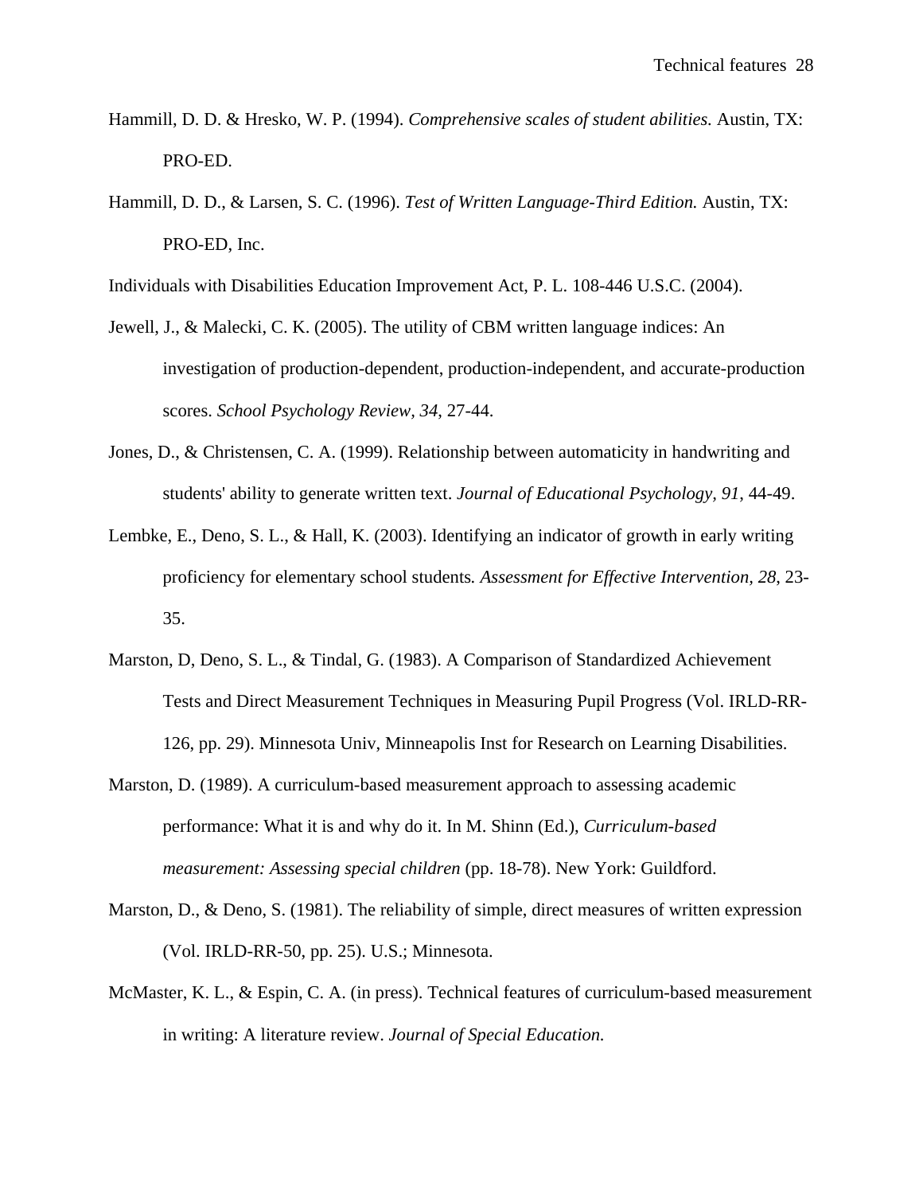Hammill, D. D. & Hresko, W. P. (1994). *Comprehensive scales of student abilities.* Austin, TX: PRO-ED.

Hammill, D. D., & Larsen, S. C. (1996). *Test of Written Language-Third Edition.* Austin, TX: PRO-ED, Inc.

Individuals with Disabilities Education Improvement Act, P. L. 108-446 U.S.C. (2004).

Jewell, J., & Malecki, C. K. (2005). The utility of CBM written language indices: An investigation of production-dependent, production-independent, and accurate-production scores. *School Psychology Review, 34,* 27-44.

Jones, D., & Christensen, C. A. (1999). Relationship between automaticity in handwriting and students' ability to generate written text. *Journal of Educational Psychology, 91*, 44-49.

Lembke, E., Deno, S. L., & Hall, K. (2003). Identifying an indicator of growth in early writing proficiency for elementary school students*. Assessment for Effective Intervention, 28,* 23-35.

Marston, D, Deno, S. L., & Tindal, G. (1983). A Comparison of Standardized Achievement Tests and Direct Measurement Techniques in Measuring Pupil Progress (Vol. IRLD-RR-126, pp. 29). Minnesota Univ, Minneapolis Inst for Research on Learning Disabilities.

Marston, D. (1989). A curriculum-based measurement approach to assessing academic performance: What it is and why do it. In M. Shinn (Ed.), *Curriculum-based measurement: Assessing special children* (pp. 18-78). New York: Guildford.

Marston, D., & Deno, S. (1981). The reliability of simple, direct measures of written expression (Vol. IRLD-RR-50, pp. 25). U.S.; Minnesota.

McMaster, K. L., & Espin, C. A. (in press). Technical features of curriculum-based measurement in writing: A literature review. *Journal of Special Education.*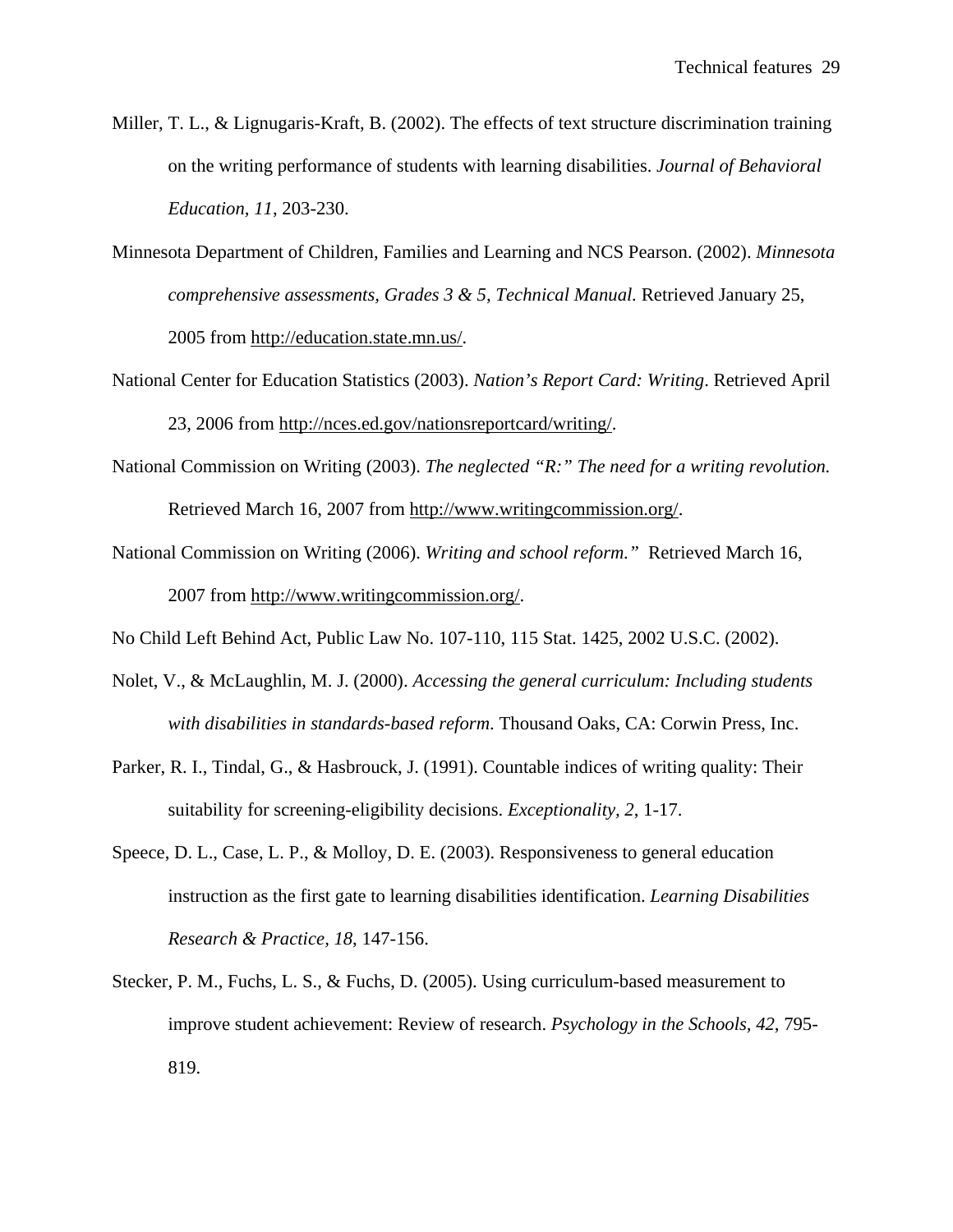Miller, T. L., & Lignugaris-Kraft, B. (2002). The effects of text structure discrimination training on the writing performance of students with learning disabilities. *Journal of Behavioral Education, 11*, 203-230.

Minnesota Department of Children, Families and Learning and NCS Pearson. (2002). *Minnesota comprehensive assessments, Grades 3 & 5, Technical Manual.* Retrieved January 25, 2005 from http://education.state.mn.us/.

National Center for Education Statistics (2003). *Nation's Report Card: Writing*. Retrieved April 23, 2006 from http://nces.ed.gov/nationsreportcard/writing/.

National Commission on Writing (2003). *The neglected "R:" The need for a writing revolution.* Retrieved March 16, 2007 from http://www.writingcommission.org/.

National Commission on Writing (2006). *Writing and school reform."* Retrieved March 16, 2007 from http://www.writingcommission.org/.

No Child Left Behind Act, Public Law No. 107-110, 115 Stat. 1425, 2002 U.S.C. (2002).

Nolet, V., & McLaughlin, M. J. (2000). *Accessing the general curriculum: Including students with disabilities in standards-based reform*. Thousand Oaks, CA: Corwin Press, Inc.

Parker, R. I., Tindal, G., & Hasbrouck, J. (1991). Countable indices of writing quality: Their suitability for screening-eligibility decisions. *Exceptionality, 2*, 1-17.

Speece, D. L., Case, L. P., & Molloy, D. E. (2003). Responsiveness to general education instruction as the first gate to learning disabilities identification. *Learning Disabilities Research & Practice, 18*, 147-156.

Stecker, P. M., Fuchs, L. S., & Fuchs, D. (2005). Using curriculum-based measurement to improve student achievement: Review of research. *Psychology in the Schools, 42*, 795-819.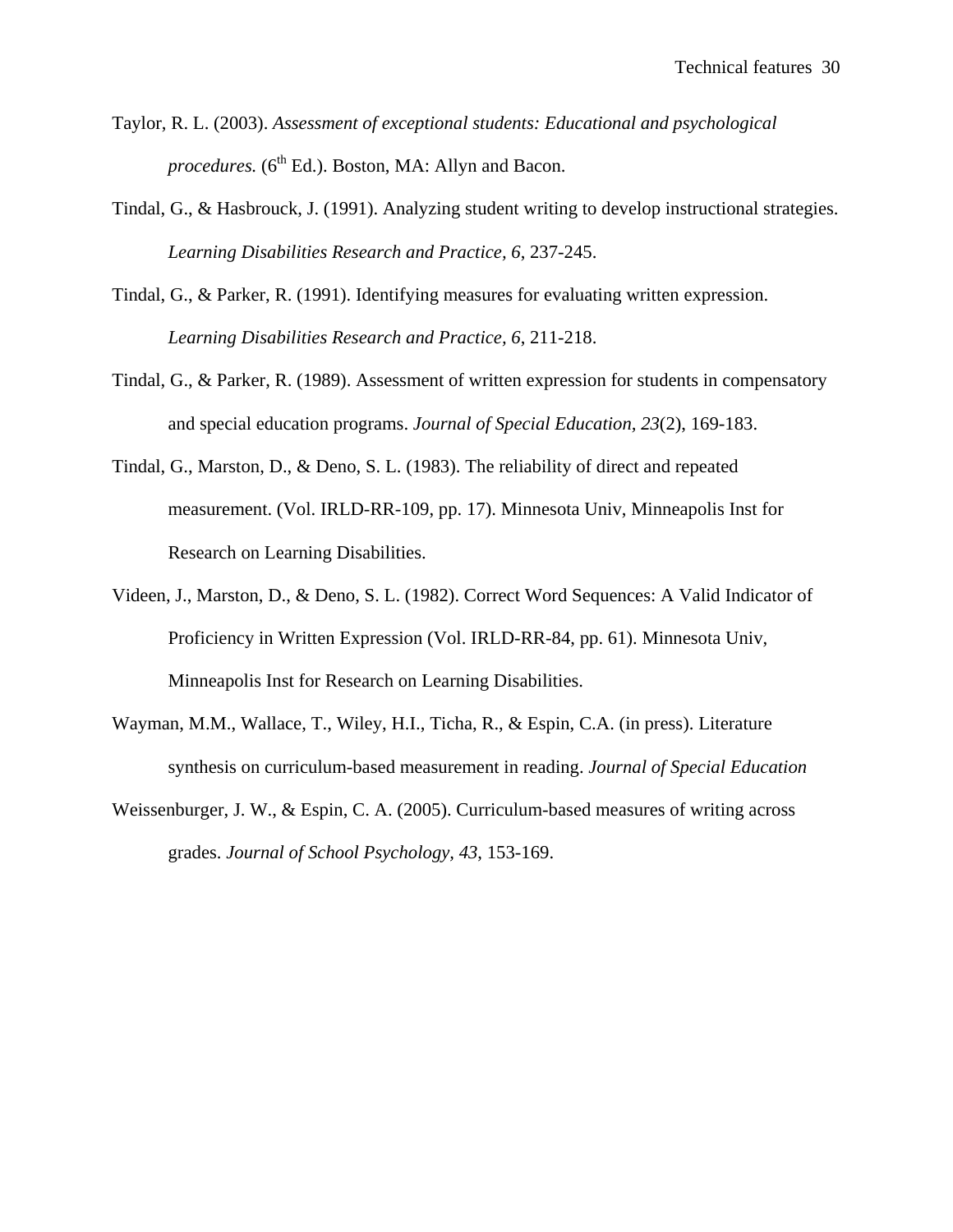Taylor, R. L. (2003). *Assessment of exceptional students: Educational and psychological procedures.* (6th Ed.). Boston, MA: Allyn and Bacon.

Tindal, G., & Hasbrouck, J. (1991). Analyzing student writing to develop instructional strategies. *Learning Disabilities Research and Practice, 6*, 237-245.

Tindal, G., & Parker, R. (1991). Identifying measures for evaluating written expression. *Learning Disabilities Research and Practice, 6*, 211-218.

Tindal, G., & Parker, R. (1989). Assessment of written expression for students in compensatory and special education programs. *Journal of Special Education, 23*(2), 169-183.

Tindal, G., Marston, D., & Deno, S. L. (1983). The reliability of direct and repeated measurement. (Vol. IRLD-RR-109, pp. 17). Minnesota Univ, Minneapolis Inst for Research on Learning Disabilities.

Videen, J., Marston, D., & Deno, S. L. (1982). Correct Word Sequences: A Valid Indicator of Proficiency in Written Expression (Vol. IRLD-RR-84, pp. 61). Minnesota Univ, Minneapolis Inst for Research on Learning Disabilities.

Wayman, M.M., Wallace, T., Wiley, H.I., Ticha, R., & Espin, C.A. (in press). Literature synthesis on curriculum-based measurement in reading. *Journal of Special Education*

Weissenburger, J. W., & Espin, C. A. (2005). Curriculum-based measures of writing across grades. *Journal of School Psychology, 43*, 153-169.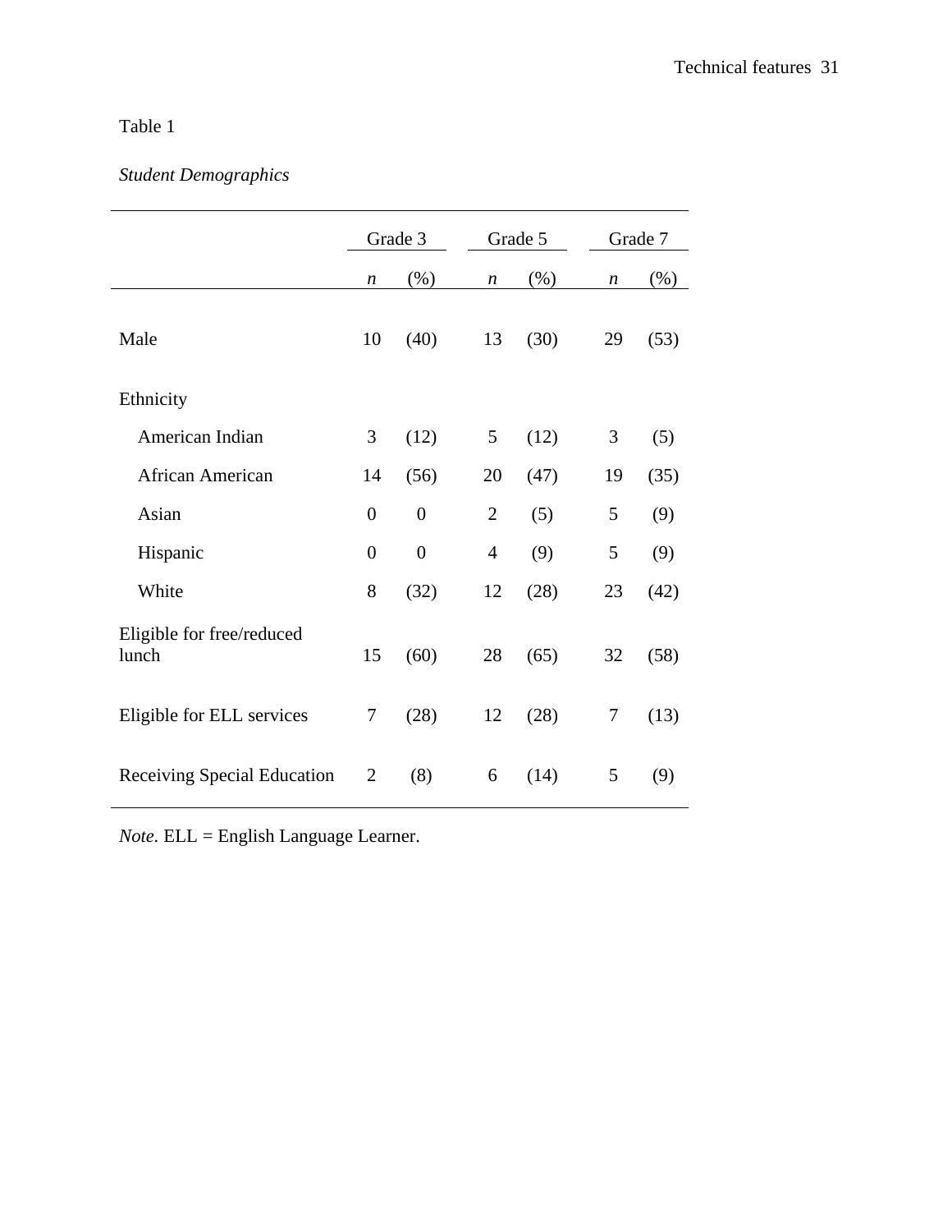Table 1

*Student Demographics*

| | Grade 3 | | Grade 5 | | Grade 7 | |
|---|---|---|---|---|---|---|
| | *n* | (%) | *n* | (%) | *n* | (%) |
| Male | 10 | (40) | 13 | (30) | 29 | (53) |
| Ethnicity | | | | | | |
| American Indian | 3 | (12) | 5 | (12) | 3 | (5) |
| African American | 14 | (56) | 20 | (47) | 19 | (35) |
| Asian | 0 | 0 | 2 | (5) | 5 | (9) |
| Hispanic | 0 | 0 | 4 | (9) | 5 | (9) |
| White | 8 | (32) | 12 | (28) | 23 | (42) |
| Eligible for free/reduced lunch | 15 | (60) | 28 | (65) | 32 | (58) |
| Eligible for ELL services | 7 | (28) | 12 | (28) | 7 | (13) |
| Receiving Special Education | 2 | (8) | 6 | (14) | 5 | (9) |

*Note.* ELL = English Language Learner.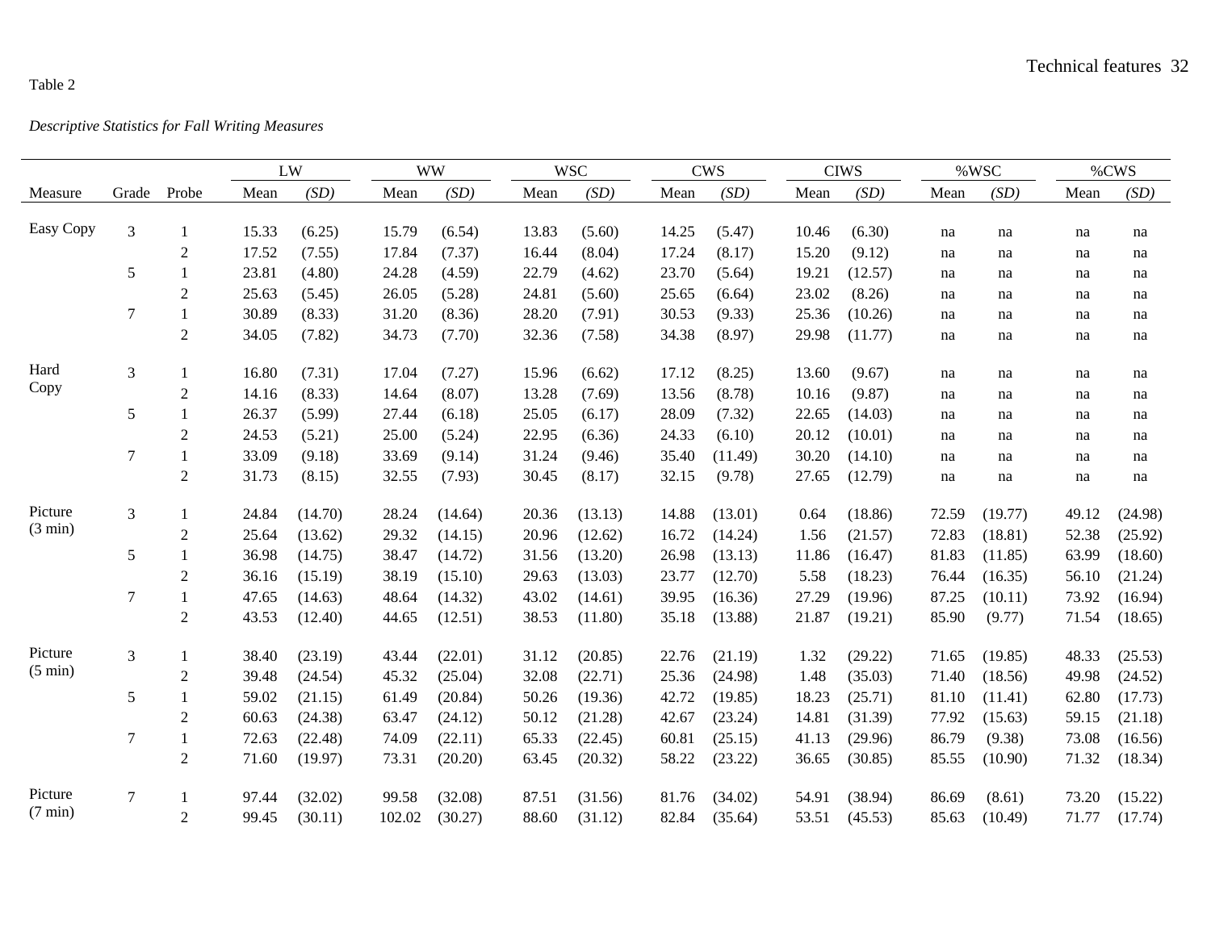Table 2

*Descriptive Statistics for Fall Writing Measures*

| | | | LW | | WW | | WSC | | CWS | | CIWS | | %WSC | | %CWS | |
|---|---|---|---|---|---|---|---|---|---|---|---|---|---|---|---|---|
| Measure | Grade | Probe | Mean | *(SD)* | Mean | *(SD)* | Mean | *(SD)* | Mean | *(SD)* | Mean | *(SD)* | Mean | *(SD)* | Mean | *(SD)* |
| Easy Copy | 3 | 1 | 15.33 | (6.25) | 15.79 | (6.54) | 13.83 | (5.60) | 14.25 | (5.47) | 10.46 | (6.30) | na | na | na | na |
| | | 2 | 17.52 | (7.55) | 17.84 | (7.37) | 16.44 | (8.04) | 17.24 | (8.17) | 15.20 | (9.12) | na | na | na | na |
| | 5 | 1 | 23.81 | (4.80) | 24.28 | (4.59) | 22.79 | (4.62) | 23.70 | (5.64) | 19.21 | (12.57) | na | na | na | na |
| | | 2 | 25.63 | (5.45) | 26.05 | (5.28) | 24.81 | (5.60) | 25.65 | (6.64) | 23.02 | (8.26) | na | na | na | na |
| | 7 | 1 | 30.89 | (8.33) | 31.20 | (8.36) | 28.20 | (7.91) | 30.53 | (9.33) | 25.36 | (10.26) | na | na | na | na |
| | | 2 | 34.05 | (7.82) | 34.73 | (7.70) | 32.36 | (7.58) | 34.38 | (8.97) | 29.98 | (11.77) | na | na | na | na |
| Hard Copy | 3 | 1 | 16.80 | (7.31) | 17.04 | (7.27) | 15.96 | (6.62) | 17.12 | (8.25) | 13.60 | (9.67) | na | na | na | na |
| | | 2 | 14.16 | (8.33) | 14.64 | (8.07) | 13.28 | (7.69) | 13.56 | (8.78) | 10.16 | (9.87) | na | na | na | na |
| | 5 | 1 | 26.37 | (5.99) | 27.44 | (6.18) | 25.05 | (6.17) | 28.09 | (7.32) | 22.65 | (14.03) | na | na | na | na |
| | | 2 | 24.53 | (5.21) | 25.00 | (5.24) | 22.95 | (6.36) | 24.33 | (6.10) | 20.12 | (10.01) | na | na | na | na |
| | 7 | 1 | 33.09 | (9.18) | 33.69 | (9.14) | 31.24 | (9.46) | 35.40 | (11.49) | 30.20 | (14.10) | na | na | na | na |
| | | 2 | 31.73 | (8.15) | 32.55 | (7.93) | 30.45 | (8.17) | 32.15 | (9.78) | 27.65 | (12.79) | na | na | na | na |
| Picture (3 min) | 3 | 1 | 24.84 | (14.70) | 28.24 | (14.64) | 20.36 | (13.13) | 14.88 | (13.01) | 0.64 | (18.86) | 72.59 | (19.77) | 49.12 | (24.98) |
| | | 2 | 25.64 | (13.62) | 29.32 | (14.15) | 20.96 | (12.62) | 16.72 | (14.24) | 1.56 | (21.57) | 72.83 | (18.81) | 52.38 | (25.92) |
| | 5 | 1 | 36.98 | (14.75) | 38.47 | (14.72) | 31.56 | (13.20) | 26.98 | (13.13) | 11.86 | (16.47) | 81.83 | (11.85) | 63.99 | (18.60) |
| | | 2 | 36.16 | (15.19) | 38.19 | (15.10) | 29.63 | (13.03) | 23.77 | (12.70) | 5.58 | (18.23) | 76.44 | (16.35) | 56.10 | (21.24) |
| | 7 | 1 | 47.65 | (14.63) | 48.64 | (14.32) | 43.02 | (14.61) | 39.95 | (16.36) | 27.29 | (19.96) | 87.25 | (10.11) | 73.92 | (16.94) |
| | | 2 | 43.53 | (12.40) | 44.65 | (12.51) | 38.53 | (11.80) | 35.18 | (13.88) | 21.87 | (19.21) | 85.90 | (9.77) | 71.54 | (18.65) |
| Picture (5 min) | 3 | 1 | 38.40 | (23.19) | 43.44 | (22.01) | 31.12 | (20.85) | 22.76 | (21.19) | 1.32 | (29.22) | 71.65 | (19.85) | 48.33 | (25.53) |
| | | 2 | 39.48 | (24.54) | 45.32 | (25.04) | 32.08 | (22.71) | 25.36 | (24.98) | 1.48 | (35.03) | 71.40 | (18.56) | 49.98 | (24.52) |
| | 5 | 1 | 59.02 | (21.15) | 61.49 | (20.84) | 50.26 | (19.36) | 42.72 | (19.85) | 18.23 | (25.71) | 81.10 | (11.41) | 62.80 | (17.73) |
| | | 2 | 60.63 | (24.38) | 63.47 | (24.12) | 50.12 | (21.28) | 42.67 | (23.24) | 14.81 | (31.39) | 77.92 | (15.63) | 59.15 | (21.18) |
| | 7 | 1 | 72.63 | (22.48) | 74.09 | (22.11) | 65.33 | (22.45) | 60.81 | (25.15) | 41.13 | (29.96) | 86.79 | (9.38) | 73.08 | (16.56) |
| | | 2 | 71.60 | (19.97) | 73.31 | (20.20) | 63.45 | (20.32) | 58.22 | (23.22) | 36.65 | (30.85) | 85.55 | (10.90) | 71.32 | (18.34) |
| Picture (7 min) | 7 | 1 | 97.44 | (32.02) | 99.58 | (32.08) | 87.51 | (31.56) | 81.76 | (34.02) | 54.91 | (38.94) | 86.69 | (8.61) | 73.20 | (15.22) |
| | | 2 | 99.45 | (30.11) | 102.02 | (30.27) | 88.60 | (31.12) | 82.84 | (35.64) | 53.51 | (45.53) | 85.63 | (10.49) | 71.77 | (17.74) |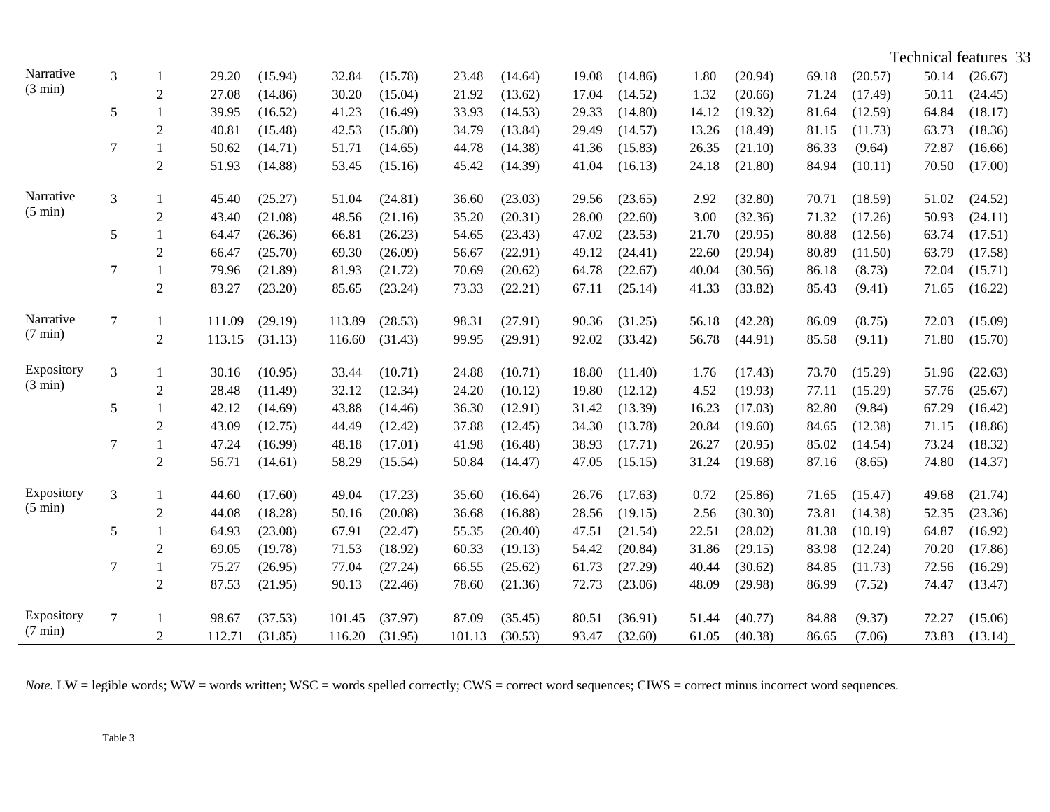| | | | | | | | | | | | | | | | | |
|---|---|---|---|---|---|---|---|---|---|---|---|---|---|---|---|---|
| Narrative (3 min) | 3 | 1 | 29.20 | (15.94) | 32.84 | (15.78) | 23.48 | (14.64) | 19.08 | (14.86) | 1.80 | (20.94) | 69.18 | (20.57) | 50.14 | (26.67) |
| | | 2 | 27.08 | (14.86) | 30.20 | (15.04) | 21.92 | (13.62) | 17.04 | (14.52) | 1.32 | (20.66) | 71.24 | (17.49) | 50.11 | (24.45) |
| | 5 | 1 | 39.95 | (16.52) | 41.23 | (16.49) | 33.93 | (14.53) | 29.33 | (14.80) | 14.12 | (19.32) | 81.64 | (12.59) | 64.84 | (18.17) |
| | | 2 | 40.81 | (15.48) | 42.53 | (15.80) | 34.79 | (13.84) | 29.49 | (14.57) | 13.26 | (18.49) | 81.15 | (11.73) | 63.73 | (18.36) |
| | 7 | 1 | 50.62 | (14.71) | 51.71 | (14.65) | 44.78 | (14.38) | 41.36 | (15.83) | 26.35 | (21.10) | 86.33 | (9.64) | 72.87 | (16.66) |
| | | 2 | 51.93 | (14.88) | 53.45 | (15.16) | 45.42 | (14.39) | 41.04 | (16.13) | 24.18 | (21.80) | 84.94 | (10.11) | 70.50 | (17.00) |
| Narrative (5 min) | 3 | 1 | 45.40 | (25.27) | 51.04 | (24.81) | 36.60 | (23.03) | 29.56 | (23.65) | 2.92 | (32.80) | 70.71 | (18.59) | 51.02 | (24.52) |
| | | 2 | 43.40 | (21.08) | 48.56 | (21.16) | 35.20 | (20.31) | 28.00 | (22.60) | 3.00 | (32.36) | 71.32 | (17.26) | 50.93 | (24.11) |
| | 5 | 1 | 64.47 | (26.36) | 66.81 | (26.23) | 54.65 | (23.43) | 47.02 | (23.53) | 21.70 | (29.95) | 80.88 | (12.56) | 63.74 | (17.51) |
| | | 2 | 66.47 | (25.70) | 69.30 | (26.09) | 56.67 | (22.91) | 49.12 | (24.41) | 22.60 | (29.94) | 80.89 | (11.50) | 63.79 | (17.58) |
| | 7 | 1 | 79.96 | (21.89) | 81.93 | (21.72) | 70.69 | (20.62) | 64.78 | (22.67) | 40.04 | (30.56) | 86.18 | (8.73) | 72.04 | (15.71) |
| | | 2 | 83.27 | (23.20) | 85.65 | (23.24) | 73.33 | (22.21) | 67.11 | (25.14) | 41.33 | (33.82) | 85.43 | (9.41) | 71.65 | (16.22) |
| Narrative (7 min) | 7 | 1 | 111.09 | (29.19) | 113.89 | (28.53) | 98.31 | (27.91) | 90.36 | (31.25) | 56.18 | (42.28) | 86.09 | (8.75) | 72.03 | (15.09) |
| | | 2 | 113.15 | (31.13) | 116.60 | (31.43) | 99.95 | (29.91) | 92.02 | (33.42) | 56.78 | (44.91) | 85.58 | (9.11) | 71.80 | (15.70) |
| Expository (3 min) | 3 | 1 | 30.16 | (10.95) | 33.44 | (10.71) | 24.88 | (10.71) | 18.80 | (11.40) | 1.76 | (17.43) | 73.70 | (15.29) | 51.96 | (22.63) |
| | | 2 | 28.48 | (11.49) | 32.12 | (12.34) | 24.20 | (10.12) | 19.80 | (12.12) | 4.52 | (19.93) | 77.11 | (15.29) | 57.76 | (25.67) |
| | 5 | 1 | 42.12 | (14.69) | 43.88 | (14.46) | 36.30 | (12.91) | 31.42 | (13.39) | 16.23 | (17.03) | 82.80 | (9.84) | 67.29 | (16.42) |
| | | 2 | 43.09 | (12.75) | 44.49 | (12.42) | 37.88 | (12.45) | 34.30 | (13.78) | 20.84 | (19.60) | 84.65 | (12.38) | 71.15 | (18.86) |
| | 7 | 1 | 47.24 | (16.99) | 48.18 | (17.01) | 41.98 | (16.48) | 38.93 | (17.71) | 26.27 | (20.95) | 85.02 | (14.54) | 73.24 | (18.32) |
| | | 2 | 56.71 | (14.61) | 58.29 | (15.54) | 50.84 | (14.47) | 47.05 | (15.15) | 31.24 | (19.68) | 87.16 | (8.65) | 74.80 | (14.37) |
| Expository (5 min) | 3 | 1 | 44.60 | (17.60) | 49.04 | (17.23) | 35.60 | (16.64) | 26.76 | (17.63) | 0.72 | (25.86) | 71.65 | (15.47) | 49.68 | (21.74) |
| | | 2 | 44.08 | (18.28) | 50.16 | (20.08) | 36.68 | (16.88) | 28.56 | (19.15) | 2.56 | (30.30) | 73.81 | (14.38) | 52.35 | (23.36) |
| | 5 | 1 | 64.93 | (23.08) | 67.91 | (22.47) | 55.35 | (20.40) | 47.51 | (21.54) | 22.51 | (28.02) | 81.38 | (10.19) | 64.87 | (16.92) |
| | | 2 | 69.05 | (19.78) | 71.53 | (18.92) | 60.33 | (19.13) | 54.42 | (20.84) | 31.86 | (29.15) | 83.98 | (12.24) | 70.20 | (17.86) |
| | 7 | 1 | 75.27 | (26.95) | 77.04 | (27.24) | 66.55 | (25.62) | 61.73 | (27.29) | 40.44 | (30.62) | 84.85 | (11.73) | 72.56 | (16.29) |
| | | 2 | 87.53 | (21.95) | 90.13 | (22.46) | 78.60 | (21.36) | 72.73 | (23.06) | 48.09 | (29.98) | 86.99 | (7.52) | 74.47 | (13.47) |
| Expository (7 min) | 7 | 1 | 98.67 | (37.53) | 101.45 | (37.97) | 87.09 | (35.45) | 80.51 | (36.91) | 51.44 | (40.77) | 84.88 | (9.37) | 72.27 | (15.06) |
| | | 2 | 112.71 | (31.85) | 116.20 | (31.95) | 101.13 | (30.53) | 93.47 | (32.60) | 61.05 | (40.38) | 86.65 | (7.06) | 73.83 | (13.14) |

*Note.* LW = legible words; WW = words written; WSC = words spelled correctly; CWS = correct word sequences; CIWS = correct minus incorrect word sequences.

Table 3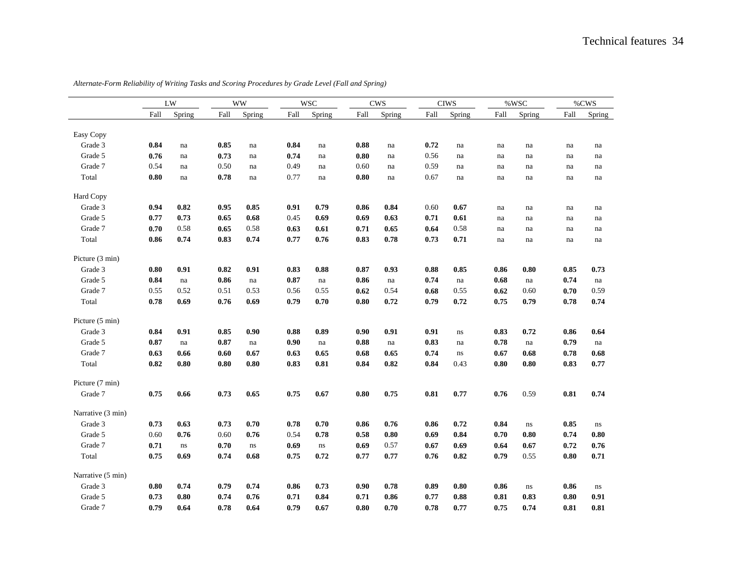*Alternate-Form Reliability of Writing Tasks and Scoring Procedures by Grade Level (Fall and Spring)*

| | LW | | WW | | WSC | | CWS | | CIWS | | %WSC | | %CWS | |
|---|---|---|---|---|---|---|---|---|---|---|---|---|---|---|
| | Fall | Spring | Fall | Spring | Fall | Spring | Fall | Spring | Fall | Spring | Fall | Spring | Fall | Spring |
| Easy Copy | | | | | | | | | | | | | | |
| Grade 3 | **0.84** | na | **0.85** | na | **0.84** | na | **0.88** | na | **0.72** | na | na | na | na | na |
| Grade 5 | **0.76** | na | **0.73** | na | **0.74** | na | **0.80** | na | 0.56 | na | na | na | na | na |
| Grade 7 | 0.54 | na | 0.50 | na | 0.49 | na | 0.60 | na | 0.59 | na | na | na | na | na |
| Total | **0.80** | na | **0.78** | na | 0.77 | na | **0.80** | na | 0.67 | na | na | na | na | na |
| Hard Copy | | | | | | | | | | | | | | |
| Grade 3 | **0.94** | **0.82** | **0.95** | **0.85** | **0.91** | **0.79** | **0.86** | **0.84** | 0.60 | **0.67** | na | na | na | na |
| Grade 5 | **0.77** | **0.73** | **0.65** | **0.68** | 0.45 | **0.69** | **0.69** | **0.63** | **0.71** | **0.61** | na | na | na | na |
| Grade 7 | **0.70** | 0.58 | **0.65** | 0.58 | **0.63** | **0.61** | **0.71** | **0.65** | **0.64** | 0.58 | na | na | na | na |
| Total | **0.86** | **0.74** | **0.83** | **0.74** | **0.77** | **0.76** | **0.83** | **0.78** | **0.73** | **0.71** | na | na | na | na |
| Picture (3 min) | | | | | | | | | | | | | | |
| Grade 3 | **0.80** | **0.91** | **0.82** | **0.91** | **0.83** | **0.88** | **0.87** | **0.93** | **0.88** | **0.85** | **0.86** | **0.80** | **0.85** | **0.73** |
| Grade 5 | **0.84** | na | **0.86** | na | **0.87** | na | **0.86** | na | **0.74** | na | **0.68** | na | **0.74** | na |
| Grade 7 | 0.55 | 0.52 | 0.51 | 0.53 | 0.56 | 0.55 | **0.62** | 0.54 | **0.68** | 0.55 | **0.62** | 0.60 | **0.70** | 0.59 |
| Total | **0.78** | **0.69** | **0.76** | **0.69** | **0.79** | **0.70** | **0.80** | **0.72** | **0.79** | **0.72** | **0.75** | **0.79** | **0.78** | **0.74** |
| Picture (5 min) | | | | | | | | | | | | | | |
| Grade 3 | **0.84** | **0.91** | **0.85** | **0.90** | **0.88** | **0.89** | **0.90** | **0.91** | **0.91** | ns | **0.83** | **0.72** | **0.86** | **0.64** |
| Grade 5 | **0.87** | na | **0.87** | na | **0.90** | na | **0.88** | na | **0.83** | na | **0.78** | na | **0.79** | na |
| Grade 7 | **0.63** | **0.66** | **0.60** | **0.67** | **0.63** | **0.65** | **0.68** | **0.65** | **0.74** | ns | **0.67** | **0.68** | **0.78** | **0.68** |
| Total | **0.82** | **0.80** | **0.80** | **0.80** | **0.83** | **0.81** | **0.84** | **0.82** | **0.84** | 0.43 | **0.80** | **0.80** | **0.83** | **0.77** |
| Picture (7 min) | | | | | | | | | | | | | | |
| Grade 7 | **0.75** | **0.66** | **0.73** | **0.65** | **0.75** | **0.67** | **0.80** | **0.75** | **0.81** | **0.77** | **0.76** | 0.59 | **0.81** | **0.74** |
| Narrative (3 min) | | | | | | | | | | | | | | |
| Grade 3 | **0.73** | **0.63** | **0.73** | **0.70** | **0.78** | **0.70** | **0.86** | **0.76** | **0.86** | **0.72** | **0.84** | ns | **0.85** | ns |
| Grade 5 | 0.60 | **0.76** | 0.60 | **0.76** | 0.54 | **0.78** | **0.58** | **0.80** | **0.69** | **0.84** | **0.70** | **0.80** | **0.74** | **0.80** |
| Grade 7 | **0.71** | ns | **0.70** | ns | **0.69** | ns | **0.69** | 0.57 | **0.67** | **0.69** | **0.64** | **0.67** | **0.72** | **0.76** |
| Total | **0.75** | **0.69** | **0.74** | **0.68** | **0.75** | **0.72** | **0.77** | **0.77** | **0.76** | **0.82** | **0.79** | 0.55 | **0.80** | **0.71** |
| Narrative (5 min) | | | | | | | | | | | | | | |
| Grade 3 | **0.80** | **0.74** | **0.79** | **0.74** | **0.86** | **0.73** | **0.90** | **0.78** | **0.89** | **0.80** | **0.86** | ns | **0.86** | ns |
| Grade 5 | **0.73** | **0.80** | **0.74** | **0.76** | **0.71** | **0.84** | **0.71** | **0.86** | **0.77** | **0.88** | **0.81** | **0.83** | **0.80** | **0.91** |
| Grade 7 | **0.79** | **0.64** | **0.78** | **0.64** | **0.79** | **0.67** | **0.80** | **0.70** | **0.78** | **0.77** | **0.75** | **0.74** | **0.81** | **0.81** |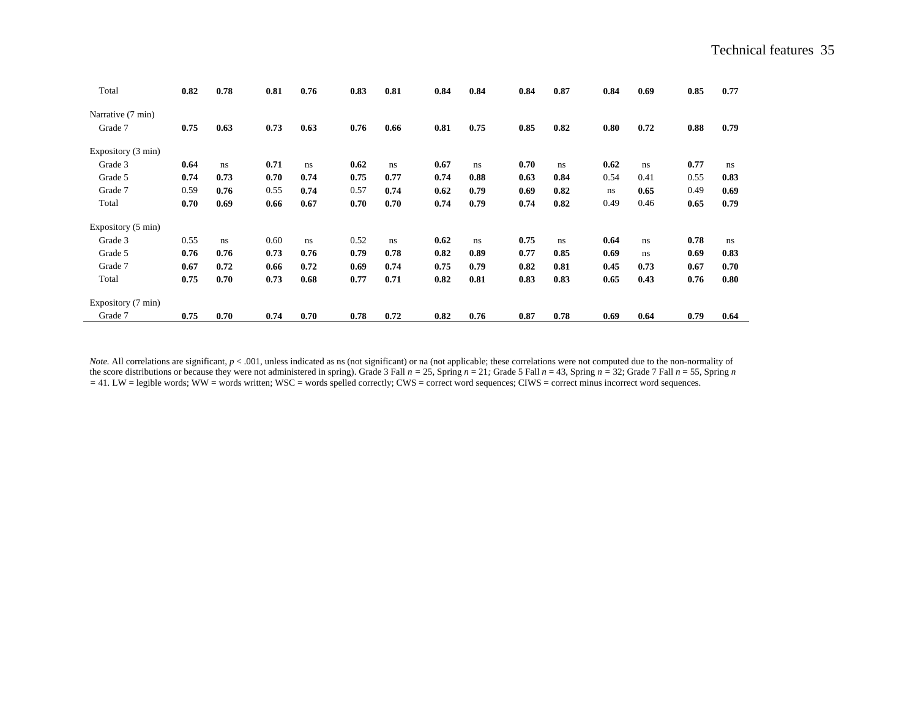| | | | | | | | | | | | | | | |
|---|---|---|---|---|---|---|---|---|---|---|---|---|---|---|
| Total | **0.82** | **0.78** | **0.81** | **0.76** | **0.83** | **0.81** | **0.84** | **0.84** | **0.84** | **0.87** | **0.84** | **0.69** | **0.85** | **0.77** |
| Narrative (7 min) | | | | | | | | | | | | | | |
| Grade 7 | **0.75** | **0.63** | **0.73** | **0.63** | **0.76** | **0.66** | **0.81** | **0.75** | **0.85** | **0.82** | **0.80** | **0.72** | **0.88** | **0.79** |
| Expository (3 min) | | | | | | | | | | | | | | |
| Grade 3 | **0.64** | ns | **0.71** | ns | **0.62** | ns | **0.67** | ns | **0.70** | ns | **0.62** | ns | **0.77** | ns |
| Grade 5 | **0.74** | **0.73** | **0.70** | **0.74** | **0.75** | **0.77** | **0.74** | **0.88** | **0.63** | **0.84** | 0.54 | 0.41 | 0.55 | **0.83** |
| Grade 7 | 0.59 | **0.76** | 0.55 | **0.74** | 0.57 | **0.74** | **0.62** | **0.79** | **0.69** | **0.82** | ns | **0.65** | 0.49 | **0.69** |
| Total | **0.70** | **0.69** | **0.66** | **0.67** | **0.70** | **0.70** | **0.74** | **0.79** | **0.74** | **0.82** | 0.49 | 0.46 | **0.65** | **0.79** |
| Expository (5 min) | | | | | | | | | | | | | | |
| Grade 3 | 0.55 | ns | 0.60 | ns | 0.52 | ns | **0.62** | ns | **0.75** | ns | **0.64** | ns | **0.78** | ns |
| Grade 5 | **0.76** | **0.76** | **0.73** | **0.76** | **0.79** | **0.78** | **0.82** | **0.89** | **0.77** | **0.85** | **0.69** | ns | **0.69** | **0.83** |
| Grade 7 | **0.67** | **0.72** | **0.66** | **0.72** | **0.69** | **0.74** | **0.75** | **0.79** | **0.82** | **0.81** | **0.45** | **0.73** | **0.67** | **0.70** |
| Total | **0.75** | **0.70** | **0.73** | **0.68** | **0.77** | **0.71** | **0.82** | **0.81** | **0.83** | **0.83** | **0.65** | **0.43** | **0.76** | **0.80** |
| Expository (7 min) | | | | | | | | | | | | | | |
| Grade 7 | **0.75** | **0.70** | **0.74** | **0.70** | **0.78** | **0.72** | **0.82** | **0.76** | **0.87** | **0.78** | **0.69** | **0.64** | **0.79** | **0.64** |

*Note.* All correlations are significant, $p < .001$, unless indicated as ns (not significant) or na (not applicable; these correlations were not computed due to the non-normality of the score distributions or because they were not administered in spring). Grade 3 Fall $n$ = 25, Spring $n$ = 21; Grade 5 Fall $n$ = 43, Spring $n$ = 32; Grade 7 Fall $n$ = 55, Spring $n$ = 41. LW = legible words; WW = words written; WSC = words spelled correctly; CWS = correct word sequences; CIWS = correct minus incorrect word sequences.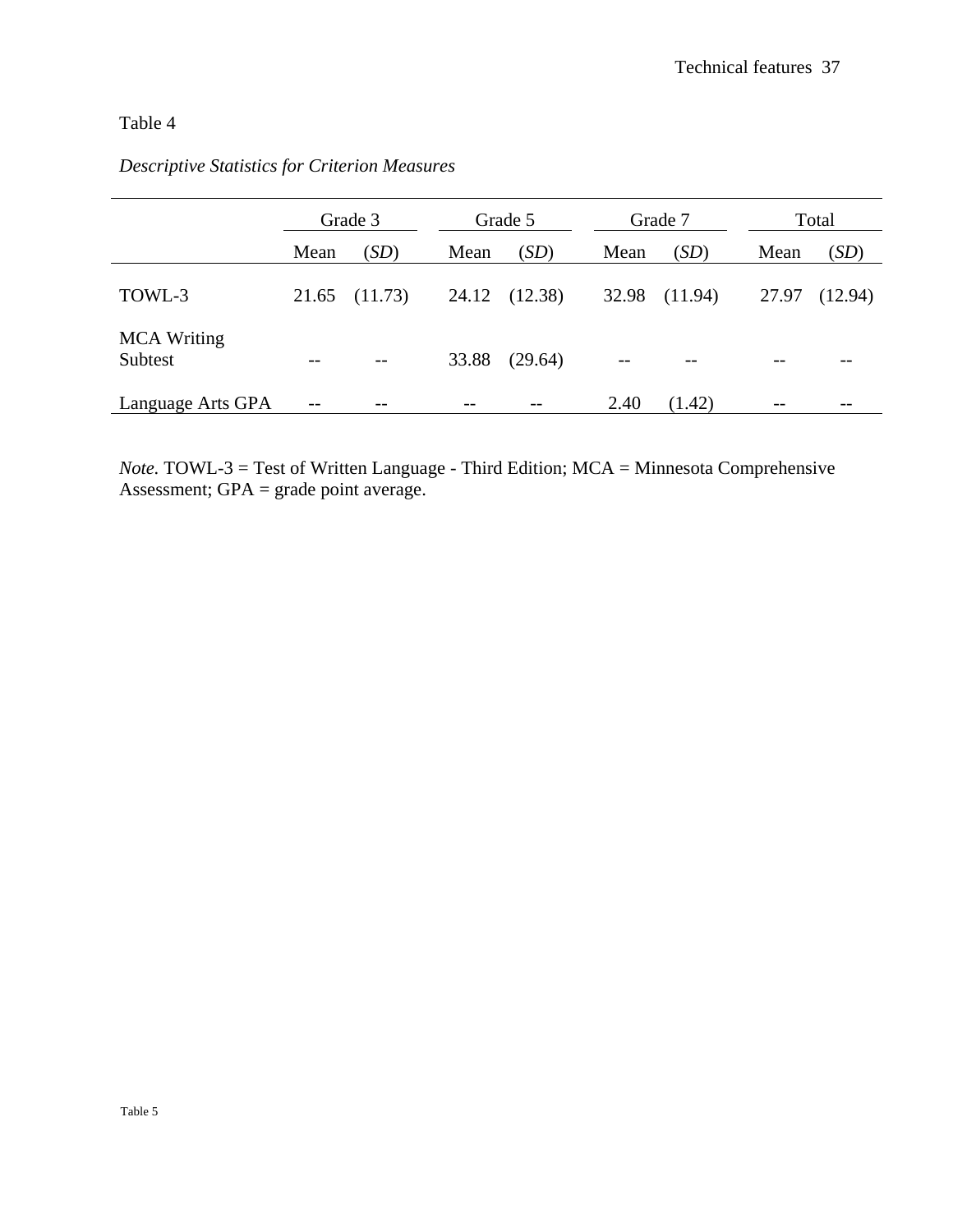Table 4

*Descriptive Statistics for Criterion Measures*

| | Grade 3 | | Grade 5 | | Grade 7 | | Total | |
|---|---|---|---|---|---|---|---|---|
| | Mean | (*SD*) | Mean | (*SD*) | Mean | (*SD*) | Mean | (*SD*) |
| TOWL-3 | 21.65 | (11.73) | 24.12 | (12.38) | 32.98 | (11.94) | 27.97 | (12.94) |
| MCA Writing Subtest | -- | -- | 33.88 | (29.64) | -- | -- | -- | -- |
| Language Arts GPA | -- | -- | -- | -- | 2.40 | (1.42) | -- | -- |

*Note.* TOWL-3 = Test of Written Language - Third Edition; MCA = Minnesota Comprehensive Assessment; GPA = grade point average.

Table 5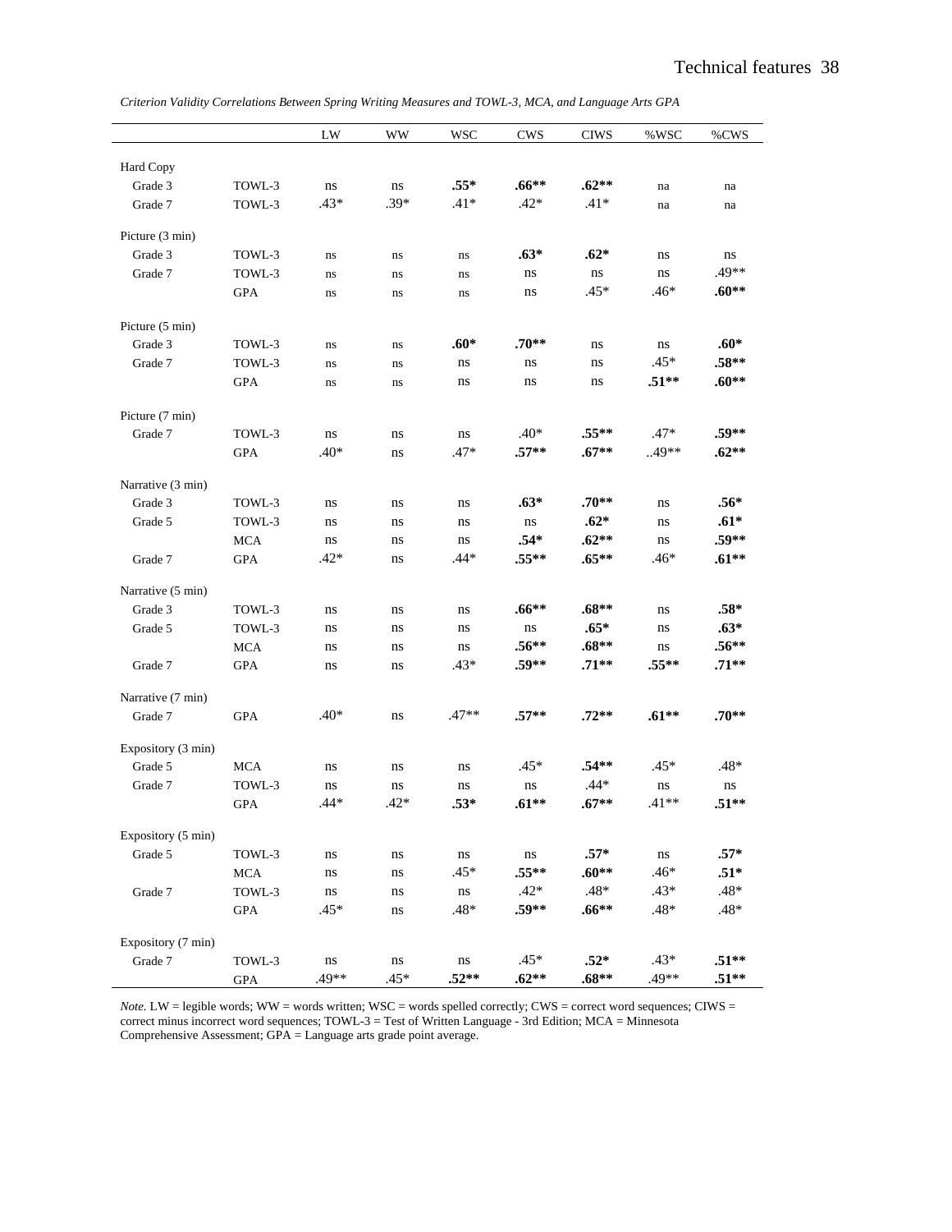*Criterion Validity Correlations Between Spring Writing Measures and TOWL-3, MCA, and Language Arts GPA*

| | | LW | WW | WSC | CWS | CIWS | %WSC | %CWS |
|---|---|---|---|---|---|---|---|---|
| Hard Copy | | | | | | | | |
| Grade 3 | TOWL-3 | ns | ns | **.55*** | **.66**** | **.62**** | na | na |
| Grade 7 | TOWL-3 | .43* | .39* | .41* | .42* | .41* | na | na |
| Picture (3 min) | | | | | | | | |
| Grade 3 | TOWL-3 | ns | ns | ns | **.63*** | **.62*** | ns | ns |
| Grade 7 | TOWL-3 | ns | ns | ns | ns | ns | ns | .49** |
| | GPA | ns | ns | ns | ns | .45* | .46* | **.60**** |
| Picture (5 min) | | | | | | | | |
| Grade 3 | TOWL-3 | ns | ns | **.60*** | **.70**** | ns | ns | **.60*** |
| Grade 7 | TOWL-3 | ns | ns | ns | ns | ns | .45* | **.58**** |
| | GPA | ns | ns | ns | ns | ns | **.51**** | **.60**** |
| Picture (7 min) | | | | | | | | |
| Grade 7 | TOWL-3 | ns | ns | ns | .40* | **.55**** | .47* | **.59**** |
| | GPA | .40* | ns | .47* | **.57**** | **.67**** | ..49** | **.62**** |
| Narrative (3 min) | | | | | | | | |
| Grade 3 | TOWL-3 | ns | ns | ns | **.63*** | **.70**** | ns | **.56*** |
| Grade 5 | TOWL-3 | ns | ns | ns | ns | **.62*** | ns | **.61*** |
| | MCA | ns | ns | ns | **.54*** | **.62**** | ns | **.59**** |
| Grade 7 | GPA | .42* | ns | .44* | **.55**** | **.65**** | .46* | **.61**** |
| Narrative (5 min) | | | | | | | | |
| Grade 3 | TOWL-3 | ns | ns | ns | **.66**** | **.68**** | ns | **.58*** |
| Grade 5 | TOWL-3 | ns | ns | ns | ns | **.65*** | ns | **.63*** |
| | MCA | ns | ns | ns | **.56**** | **.68**** | ns | **.56**** |
| Grade 7 | GPA | ns | ns | .43* | **.59**** | **.71**** | **.55**** | **.71**** |
| Narrative (7 min) | | | | | | | | |
| Grade 7 | GPA | .40* | ns | .47** | **.57**** | **.72**** | **.61**** | **.70**** |
| Expository (3 min) | | | | | | | | |
| Grade 5 | MCA | ns | ns | ns | .45* | **.54**** | .45* | .48* |
| Grade 7 | TOWL-3 | ns | ns | ns | ns | .44* | ns | ns |
| | GPA | .44* | .42* | **.53*** | **.61**** | **.67**** | .41** | **.51**** |
| Expository (5 min) | | | | | | | | |
| Grade 5 | TOWL-3 | ns | ns | ns | ns | **.57*** | ns | **.57*** |
| | MCA | ns | ns | .45* | **.55**** | **.60**** | .46* | **.51*** |
| Grade 7 | TOWL-3 | ns | ns | ns | .42* | .48* | .43* | .48* |
| | GPA | .45* | ns | .48* | **.59**** | **.66**** | .48* | .48* |
| Expository (7 min) | | | | | | | | |
| Grade 7 | TOWL-3 | ns | ns | ns | .45* | **.52*** | .43* | **.51**** |
| | GPA | .49** | .45* | **.52**** | **.62**** | **.68**** | .49** | **.51**** |

*Note.* LW = legible words; WW = words written; WSC = words spelled correctly; CWS = correct word sequences; CIWS = correct minus incorrect word sequences; TOWL-3 = Test of Written Language - 3rd Edition; MCA = Minnesota Comprehensive Assessment; GPA = Language arts grade point average.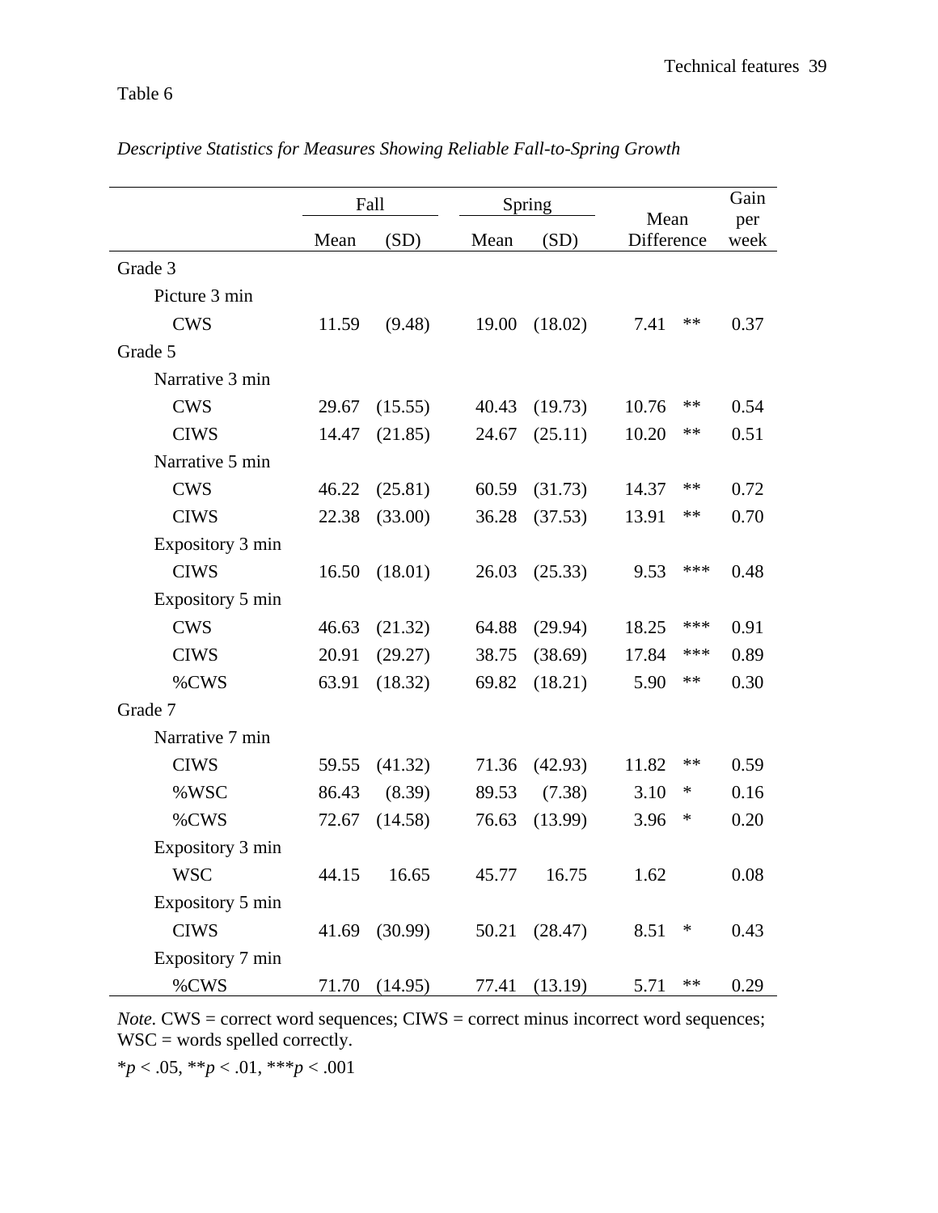Table 6

*Descriptive Statistics for Measures Showing Reliable Fall-to-Spring Growth*

| | Fall | | Spring | | Mean Difference | | Gain per week |
|---|---|---|---|---|---|---|---|
| | Mean | (SD) | Mean | (SD) | | | |
| Grade 3 | | | | | | | |
| Picture 3 min | | | | | | | |
| CWS | 11.59 | (9.48) | 19.00 | (18.02) | 7.41 | ** | 0.37 |
| Grade 5 | | | | | | | |
| Narrative 3 min | | | | | | | |
| CWS | 29.67 | (15.55) | 40.43 | (19.73) | 10.76 | ** | 0.54 |
| CIWS | 14.47 | (21.85) | 24.67 | (25.11) | 10.20 | ** | 0.51 |
| Narrative 5 min | | | | | | | |
| CWS | 46.22 | (25.81) | 60.59 | (31.73) | 14.37 | ** | 0.72 |
| CIWS | 22.38 | (33.00) | 36.28 | (37.53) | 13.91 | ** | 0.70 |
| Expository 3 min | | | | | | | |
| CIWS | 16.50 | (18.01) | 26.03 | (25.33) | 9.53 | *** | 0.48 |
| Expository 5 min | | | | | | | |
| CWS | 46.63 | (21.32) | 64.88 | (29.94) | 18.25 | *** | 0.91 |
| CIWS | 20.91 | (29.27) | 38.75 | (38.69) | 17.84 | *** | 0.89 |
| %CWS | 63.91 | (18.32) | 69.82 | (18.21) | 5.90 | ** | 0.30 |
| Grade 7 | | | | | | | |
| Narrative 7 min | | | | | | | |
| CIWS | 59.55 | (41.32) | 71.36 | (42.93) | 11.82 | ** | 0.59 |
| %WSC | 86.43 | (8.39) | 89.53 | (7.38) | 3.10 | * | 0.16 |
| %CWS | 72.67 | (14.58) | 76.63 | (13.99) | 3.96 | * | 0.20 |
| Expository 3 min | | | | | | | |
| WSC | 44.15 | 16.65 | 45.77 | 16.75 | 1.62 | | 0.08 |
| Expository 5 min | | | | | | | |
| CIWS | 41.69 | (30.99) | 50.21 | (28.47) | 8.51 | * | 0.43 |
| Expository 7 min | | | | | | | |
| %CWS | 71.70 | (14.95) | 77.41 | (13.19) | 5.71 | ** | 0.29 |

*Note.* CWS = correct word sequences; CIWS = correct minus incorrect word sequences; WSC = words spelled correctly.

\**p* < .05, \*\**p* < .01, \*\*\**p* < .001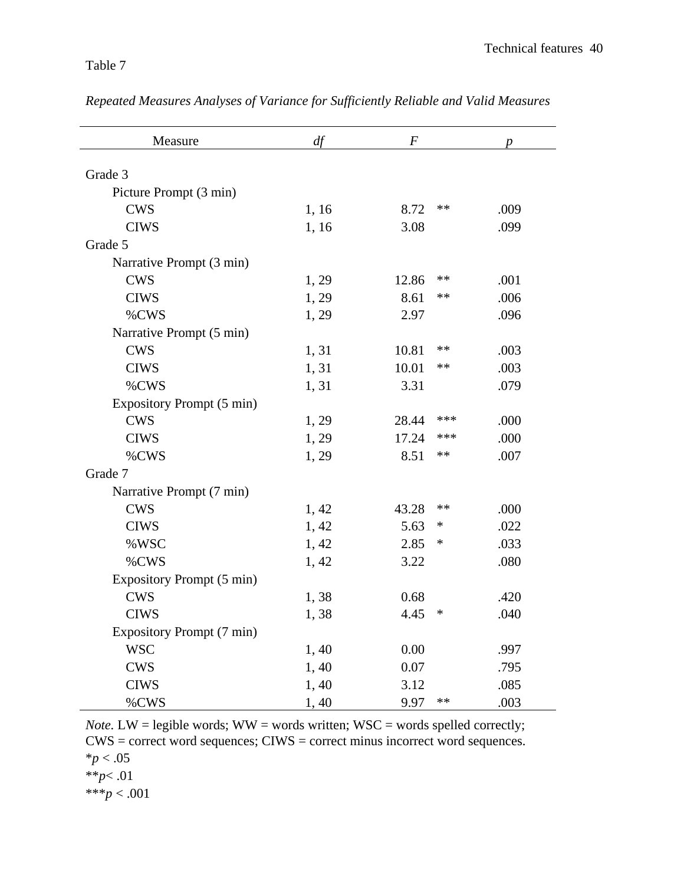Table 7

*Repeated Measures Analyses of Variance for Sufficiently Reliable and Valid Measures*

| Measure | *df* | *F* | | *p* |
|---|---|---|---|---|
| Grade 3 | | | | |
| Picture Prompt (3 min) | | | | |
| CWS | 1, 16 | 8.72 | ** | .009 |
| CIWS | 1, 16 | 3.08 | | .099 |
| Grade 5 | | | | |
| Narrative Prompt (3 min) | | | | |
| CWS | 1, 29 | 12.86 | ** | .001 |
| CIWS | 1, 29 | 8.61 | ** | .006 |
| %CWS | 1, 29 | 2.97 | | .096 |
| Narrative Prompt (5 min) | | | | |
| CWS | 1, 31 | 10.81 | ** | .003 |
| CIWS | 1, 31 | 10.01 | ** | .003 |
| %CWS | 1, 31 | 3.31 | | .079 |
| Expository Prompt (5 min) | | | | |
| CWS | 1, 29 | 28.44 | *** | .000 |
| CIWS | 1, 29 | 17.24 | *** | .000 |
| %CWS | 1, 29 | 8.51 | ** | .007 |
| Grade 7 | | | | |
| Narrative Prompt (7 min) | | | | |
| CWS | 1, 42 | 43.28 | ** | .000 |
| CIWS | 1, 42 | 5.63 | * | .022 |
| %WSC | 1, 42 | 2.85 | * | .033 |
| %CWS | 1, 42 | 3.22 | | .080 |
| Expository Prompt (5 min) | | | | |
| CWS | 1, 38 | 0.68 | | .420 |
| CIWS | 1, 38 | 4.45 | * | .040 |
| Expository Prompt (7 min) | | | | |
| WSC | 1, 40 | 0.00 | | .997 |
| CWS | 1, 40 | 0.07 | | .795 |
| CIWS | 1, 40 | 3.12 | | .085 |
| %CWS | 1, 40 | 9.97 | ** | .003 |

*Note.* LW = legible words; WW = words written; WSC = words spelled correctly; CWS = correct word sequences; CIWS = correct minus incorrect word sequences.
*$p < .05$
**$p < .01$
***$p < .001$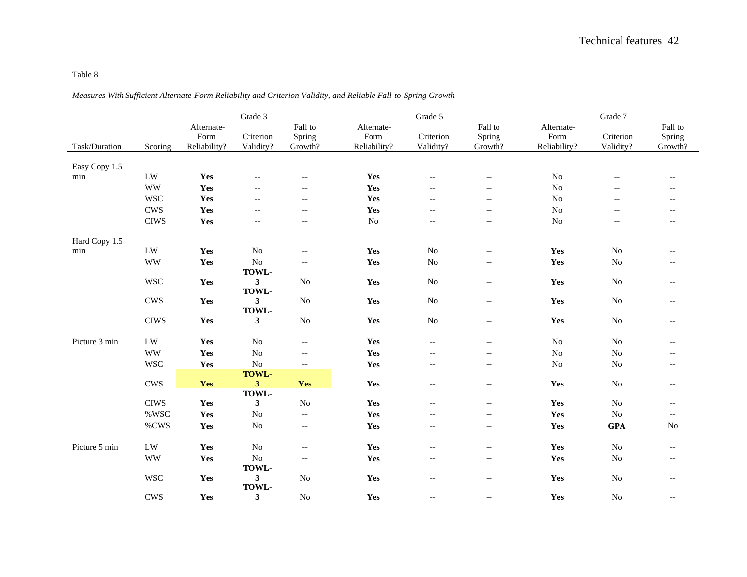Table 8

*Measures With Sufficient Alternate-Form Reliability and Criterion Validity, and Reliable Fall-to-Spring Growth*

| | | Grade 3 | | | Grade 5 | | | Grade 7 | | |
|---|---|---|---|---|---|---|---|---|---|---|
| Task/Duration | Scoring | Alternate-Form Reliability? | Criterion Validity? | Fall to Spring Growth? | Alternate-Form Reliability? | Criterion Validity? | Fall to Spring Growth? | Alternate-Form Reliability? | Criterion Validity? | Fall to Spring Growth? |
| Easy Copy 1.5 min | LW | **Yes** | -- | -- | **Yes** | -- | -- | No | -- | -- |
| | WW | **Yes** | -- | -- | **Yes** | -- | -- | No | -- | -- |
| | WSC | **Yes** | -- | -- | **Yes** | -- | -- | No | -- | -- |
| | CWS | **Yes** | -- | -- | **Yes** | -- | -- | No | -- | -- |
| | CIWS | **Yes** | -- | -- | No | -- | -- | No | -- | -- |
| Hard Copy 1.5 min | LW | **Yes** | No | -- | **Yes** | No | -- | **Yes** | No | -- |
| | WW | **Yes** | No | -- | **Yes** | No | -- | **Yes** | No | -- |
| | WSC | **Yes** | **TOWL-3** | No | **Yes** | No | -- | **Yes** | No | -- |
| | CWS | **Yes** | **TOWL-3** | No | **Yes** | No | -- | **Yes** | No | -- |
| | CIWS | **Yes** | **TOWL-3** | No | **Yes** | No | -- | **Yes** | No | -- |
| Picture 3 min | LW | **Yes** | No | -- | **Yes** | -- | -- | No | No | -- |
| | WW | **Yes** | No | -- | **Yes** | -- | -- | No | No | -- |
| | WSC | **Yes** | No | -- | **Yes** | -- | -- | No | No | -- |
| | CWS | **Yes** | **TOWL-3** | **Yes** | **Yes** | -- | -- | **Yes** | No | -- |
| | CIWS | **Yes** | **TOWL-3** | No | **Yes** | -- | -- | **Yes** | No | -- |
| | %WSC | **Yes** | No | -- | **Yes** | -- | -- | **Yes** | No | -- |
| | %CWS | **Yes** | No | -- | **Yes** | -- | -- | **Yes** | **GPA** | No |
| Picture 5 min | LW | **Yes** | No | -- | **Yes** | -- | -- | **Yes** | No | -- |
| | WW | **Yes** | No | -- | **Yes** | -- | -- | **Yes** | No | -- |
| | WSC | **Yes** | **TOWL-3** | No | **Yes** | -- | -- | **Yes** | No | -- |
| | CWS | **Yes** | **TOWL-3** | No | **Yes** | -- | -- | **Yes** | No | -- |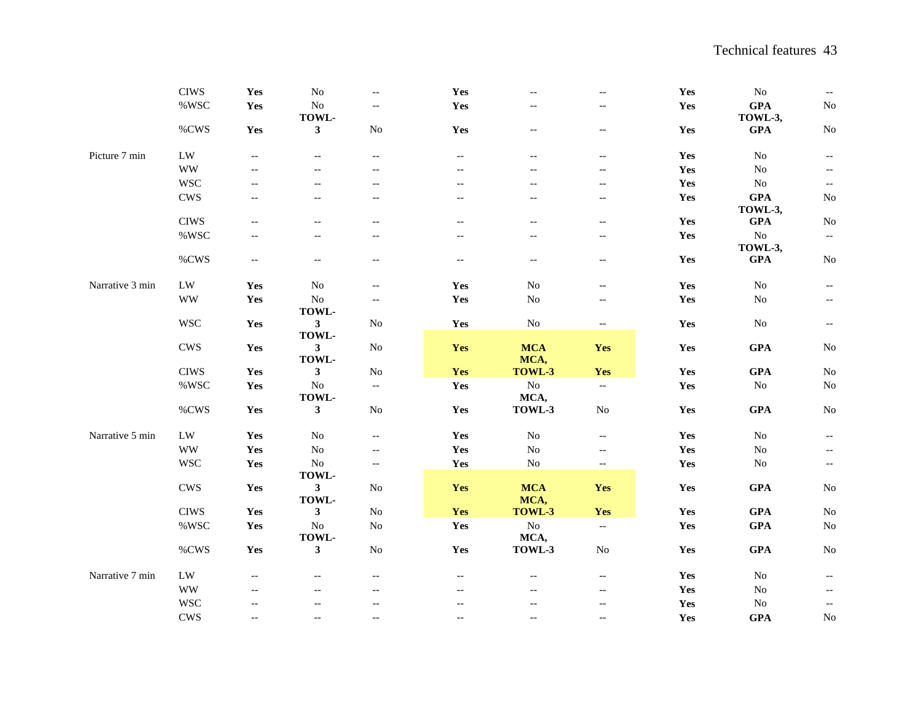| | | | | | | | | | | |
|---|---|---|---|---|---|---|---|---|---|---|
| | CIWS | **Yes** | No | -- | **Yes** | -- | -- | **Yes** | No | -- |
| | %WSC | **Yes** | No | -- | **Yes** | -- | -- | **Yes** | **GPA** | No |
| | %CWS | **Yes** | **TOWL-3** | No | **Yes** | -- | -- | **Yes** | **TOWL-3, GPA** | No |
| Picture 7 min | LW | -- | -- | -- | -- | -- | -- | **Yes** | No | -- |
| | WW | -- | -- | -- | -- | -- | -- | **Yes** | No | -- |
| | WSC | -- | -- | -- | -- | -- | -- | **Yes** | No | -- |
| | CWS | -- | -- | -- | -- | -- | -- | **Yes** | **GPA** | No |
| | CIWS | -- | -- | -- | -- | -- | -- | **Yes** | **TOWL-3, GPA** | No |
| | %WSC | -- | -- | -- | -- | -- | -- | **Yes** | No | -- |
| | %CWS | -- | -- | -- | -- | -- | -- | **Yes** | **TOWL-3, GPA** | No |
| Narrative 3 min | LW | **Yes** | No | -- | **Yes** | No | -- | **Yes** | No | -- |
| | WW | **Yes** | No | -- | **Yes** | No | -- | **Yes** | No | -- |
| | WSC | **Yes** | **TOWL-3** | No | **Yes** | No | -- | **Yes** | No | -- |
| | CWS | **Yes** | **TOWL-3** | No | **Yes** | **MCA** | **Yes** | **Yes** | **GPA** | No |
| | CIWS | **Yes** | **TOWL-3** | No | **Yes** | **MCA, TOWL-3** | **Yes** | **Yes** | **GPA** | No |
| | %WSC | **Yes** | No | -- | **Yes** | No | -- | **Yes** | No | No |
| | %CWS | **Yes** | **TOWL-3** | No | **Yes** | **MCA, TOWL-3** | No | **Yes** | **GPA** | No |
| Narrative 5 min | LW | **Yes** | No | -- | **Yes** | No | -- | **Yes** | No | -- |
| | WW | **Yes** | No | -- | **Yes** | No | -- | **Yes** | No | -- |
| | WSC | **Yes** | No | -- | **Yes** | No | -- | **Yes** | No | -- |
| | CWS | **Yes** | **TOWL-3** | No | **Yes** | **MCA** | **Yes** | **Yes** | **GPA** | No |
| | CIWS | **Yes** | **TOWL-3** | No | **Yes** | **MCA, TOWL-3** | **Yes** | **Yes** | **GPA** | No |
| | %WSC | **Yes** | No | No | **Yes** | No | -- | **Yes** | **GPA** | No |
| | %CWS | **Yes** | **TOWL-3** | No | **Yes** | **MCA, TOWL-3** | No | **Yes** | **GPA** | No |
| Narrative 7 min | LW | -- | -- | -- | -- | -- | -- | **Yes** | No | -- |
| | WW | -- | -- | -- | -- | -- | -- | **Yes** | No | -- |
| | WSC | -- | -- | -- | -- | -- | -- | **Yes** | No | -- |
| | CWS | -- | -- | -- | -- | -- | -- | **Yes** | **GPA** | No |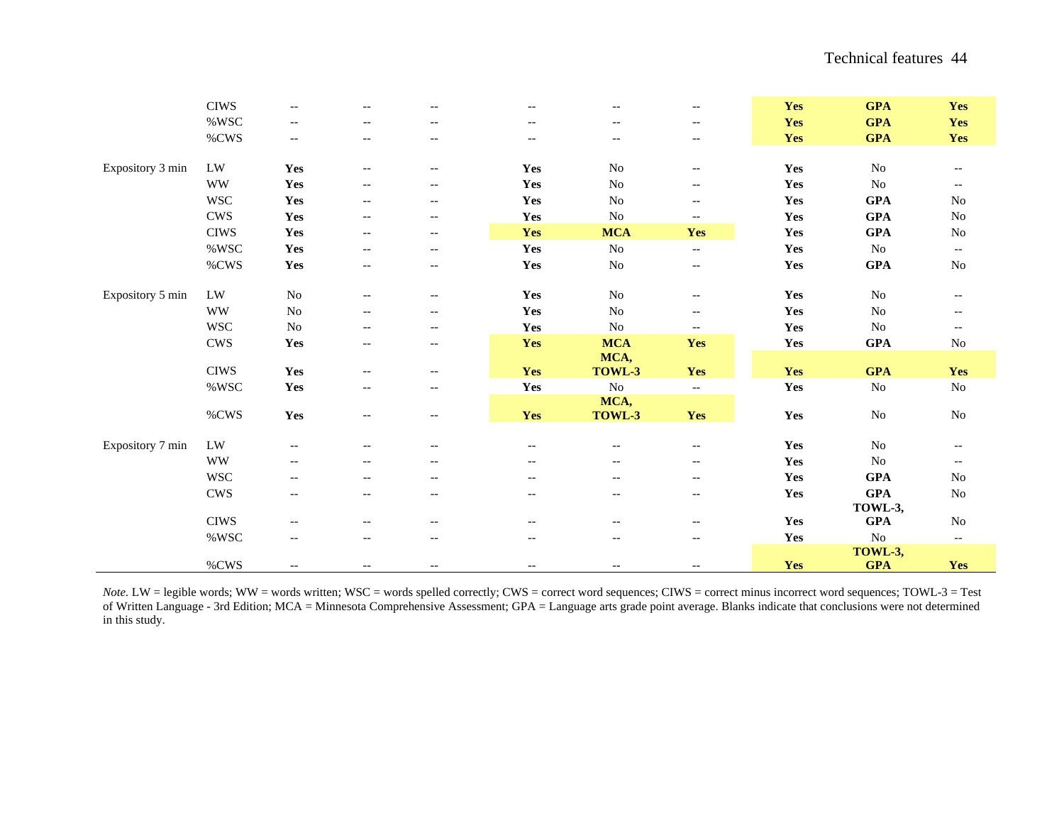| | | | | | | | | | | |
|---|---|---|---|---|---|---|---|---|---|---|
| | CIWS | -- | -- | -- | -- | -- | -- | **Yes** | **GPA** | **Yes** |
| | %WSC | -- | -- | -- | -- | -- | -- | **Yes** | **GPA** | **Yes** |
| | %CWS | -- | -- | -- | -- | -- | -- | **Yes** | **GPA** | **Yes** |
| Expository 3 min | LW | **Yes** | -- | -- | **Yes** | No | -- | **Yes** | No | -- |
| | WW | **Yes** | -- | -- | **Yes** | No | -- | **Yes** | No | -- |
| | WSC | **Yes** | -- | -- | **Yes** | No | -- | **Yes** | **GPA** | No |
| | CWS | **Yes** | -- | -- | **Yes** | No | -- | **Yes** | **GPA** | No |
| | CIWS | **Yes** | -- | -- | **Yes** | **MCA** | **Yes** | **Yes** | **GPA** | No |
| | %WSC | **Yes** | -- | -- | **Yes** | No | -- | **Yes** | No | -- |
| | %CWS | **Yes** | -- | -- | **Yes** | No | -- | **Yes** | **GPA** | No |
| Expository 5 min | LW | No | -- | -- | **Yes** | No | -- | **Yes** | No | -- |
| | WW | No | -- | -- | **Yes** | No | -- | **Yes** | No | -- |
| | WSC | No | -- | -- | **Yes** | No | -- | **Yes** | No | -- |
| | CWS | **Yes** | -- | -- | **Yes** | **MCA** | **Yes** | **Yes** | **GPA** | No |
| | CIWS | **Yes** | -- | -- | **Yes** | **MCA, TOWL-3** | **Yes** | **Yes** | **GPA** | **Yes** |
| | %WSC | **Yes** | -- | -- | **Yes** | No | -- | **Yes** | No | No |
| | %CWS | **Yes** | -- | -- | **Yes** | **MCA, TOWL-3** | **Yes** | **Yes** | No | No |
| Expository 7 min | LW | -- | -- | -- | -- | -- | -- | **Yes** | No | -- |
| | WW | -- | -- | -- | -- | -- | -- | **Yes** | No | -- |
| | WSC | -- | -- | -- | -- | -- | -- | **Yes** | **GPA** | No |
| | CWS | -- | -- | -- | -- | -- | -- | **Yes** | **GPA** | No |
| | CIWS | -- | -- | -- | -- | -- | -- | **Yes** | **TOWL-3, GPA** | No |
| | %WSC | -- | -- | -- | -- | -- | -- | **Yes** | No | -- |
| | %CWS | -- | -- | -- | -- | -- | -- | **Yes** | **TOWL-3, GPA** | **Yes** |

*Note*. LW = legible words; WW = words written; WSC = words spelled correctly; CWS = correct word sequences; CIWS = correct minus incorrect word sequences; TOWL-3 = Test of Written Language - 3rd Edition; MCA = Minnesota Comprehensive Assessment; GPA = Language arts grade point average. Blanks indicate that conclusions were not determined in this study.